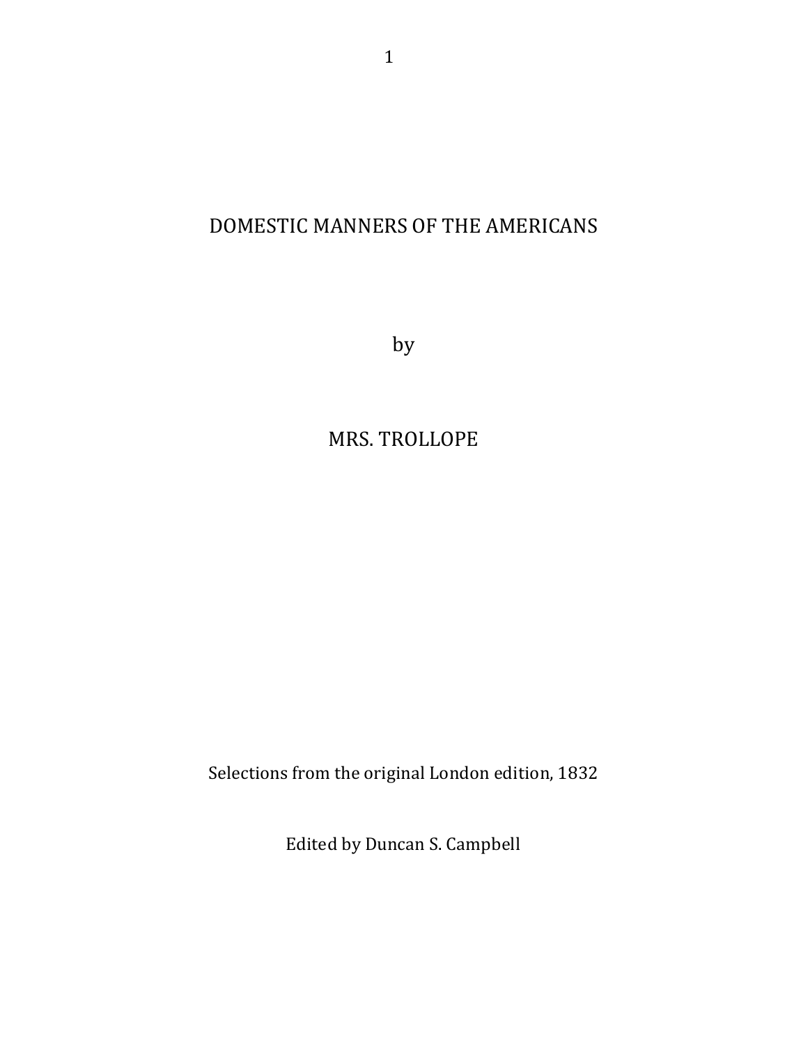# DOMESTIC MANNERS OF THE AMERICANS

by

MRS. TROLLOPE

Selections from the original London edition, 1832

Edited by Duncan S. Campbell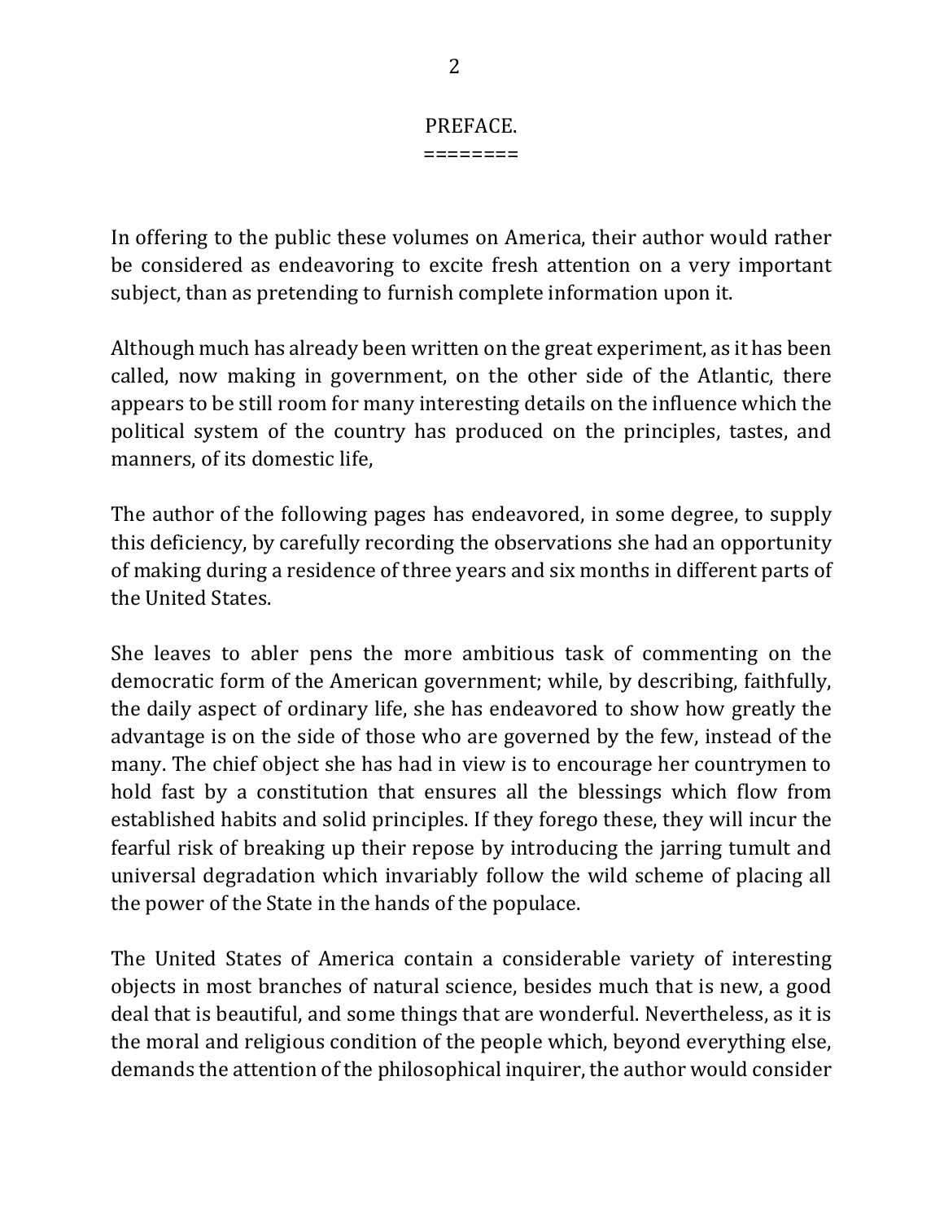# PREFACE.

In offering to the public these volumes on America, their author would rather be considered as endeavoring to excite fresh attention on a very important subject, than as pretending to furnish complete information upon it.

Although much has already been written on the great experiment, as it has been called, now making in government, on the other side of the Atlantic, there appears to be still room for many interesting details on the influence which the political system of the country has produced on the principles, tastes, and manners, of its domestic life,

The author of the following pages has endeavored, in some degree, to supply this deficiency, by carefully recording the observations she had an opportunity of making during a residence of three years and six months in different parts of the United States.

She leaves to abler pens the more ambitious task of commenting on the democratic form of the American government; while, by describing, faithfully, the daily aspect of ordinary life, she has endeavored to show how greatly the advantage is on the side of those who are governed by the few, instead of the many. The chief object she has had in view is to encourage her countrymen to hold fast by a constitution that ensures all the blessings which flow from established habits and solid principles. If they forego these, they will incur the fearful risk of breaking up their repose by introducing the jarring tumult and universal degradation which invariably follow the wild scheme of placing all the power of the State in the hands of the populace.

The United States of America contain a considerable variety of interesting objects in most branches of natural science, besides much that is new, a good deal that is beautiful, and some things that are wonderful. Nevertheless, as it is the moral and religious condition of the people which, beyond everything else, demands the attention of the philosophical inquirer, the author would consider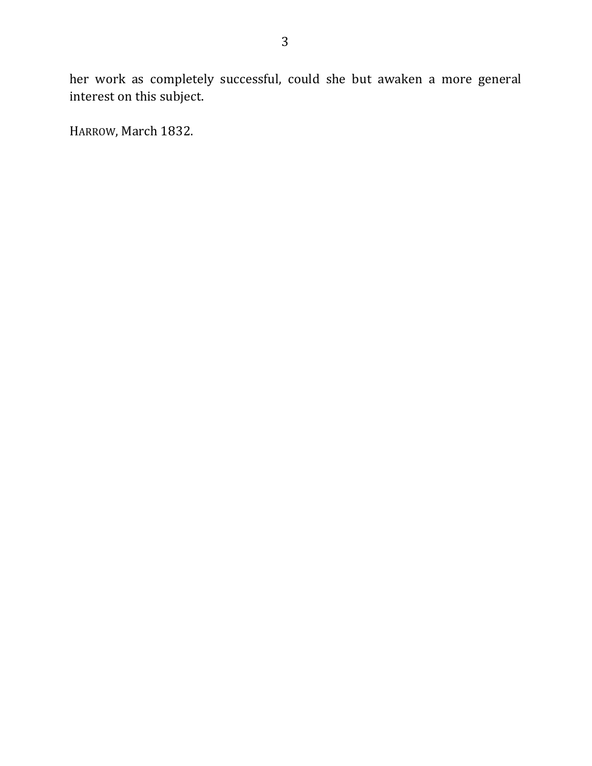her work as completely successful, could she but awaken a more general interest on this subject.

HARROW, March 1832.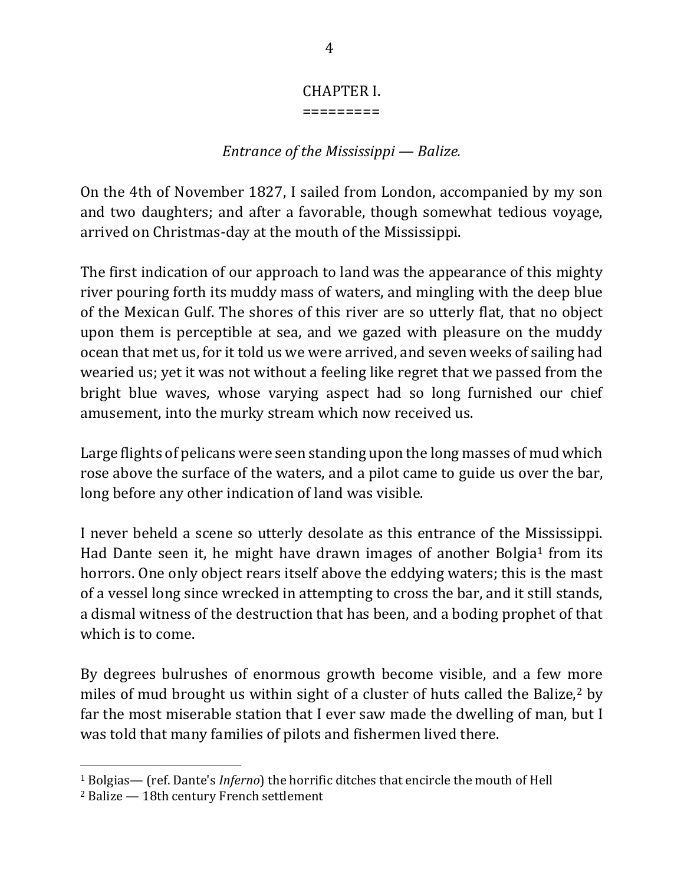# CHAPTER I.

=========

*Entrance of the Mississippi — Balize.*

On the 4th of November 1827, I sailed from London, accompanied by my son and two daughters; and after a favorable, though somewhat tedious voyage, arrived on Christmas-day at the mouth of the Mississippi.

The first indication of our approach to land was the appearance of this mighty river pouring forth its muddy mass of waters, and mingling with the deep blue of the Mexican Gulf. The shores of this river are so utterly flat, that no object upon them is perceptible at sea, and we gazed with pleasure on the muddy ocean that met us, for it told us we were arrived, and seven weeks of sailing had wearied us; yet it was not without a feeling like regret that we passed from the bright blue waves, whose varying aspect had so long furnished our chief amusement, into the murky stream which now received us.

Large flights of pelicans were seen standing upon the long masses of mud which rose above the surface of the waters, and a pilot came to guide us over the bar, long before any other indication of land was visible.

I never beheld a scene so utterly desolate as this entrance of the Mississippi. Had Dante seen it, he might have drawn images of another Bolgia[1] from its horrors. One only object rears itself above the eddying waters; this is the mast of a vessel long since wrecked in attempting to cross the bar, and it still stands, a dismal witness of the destruction that has been, and a boding prophet of that which is to come.

By degrees bulrushes of enormous growth become visible, and a few more miles of mud brought us within sight of a cluster of huts called the Balize,[2] by far the most miserable station that I ever saw made the dwelling of man, but I was told that many families of pilots and fishermen lived there.

---

[1] Bolgias— (ref. Dante's *Inferno*) the horrific ditches that encircle the mouth of Hell

[2] Balize — 18th century French settlement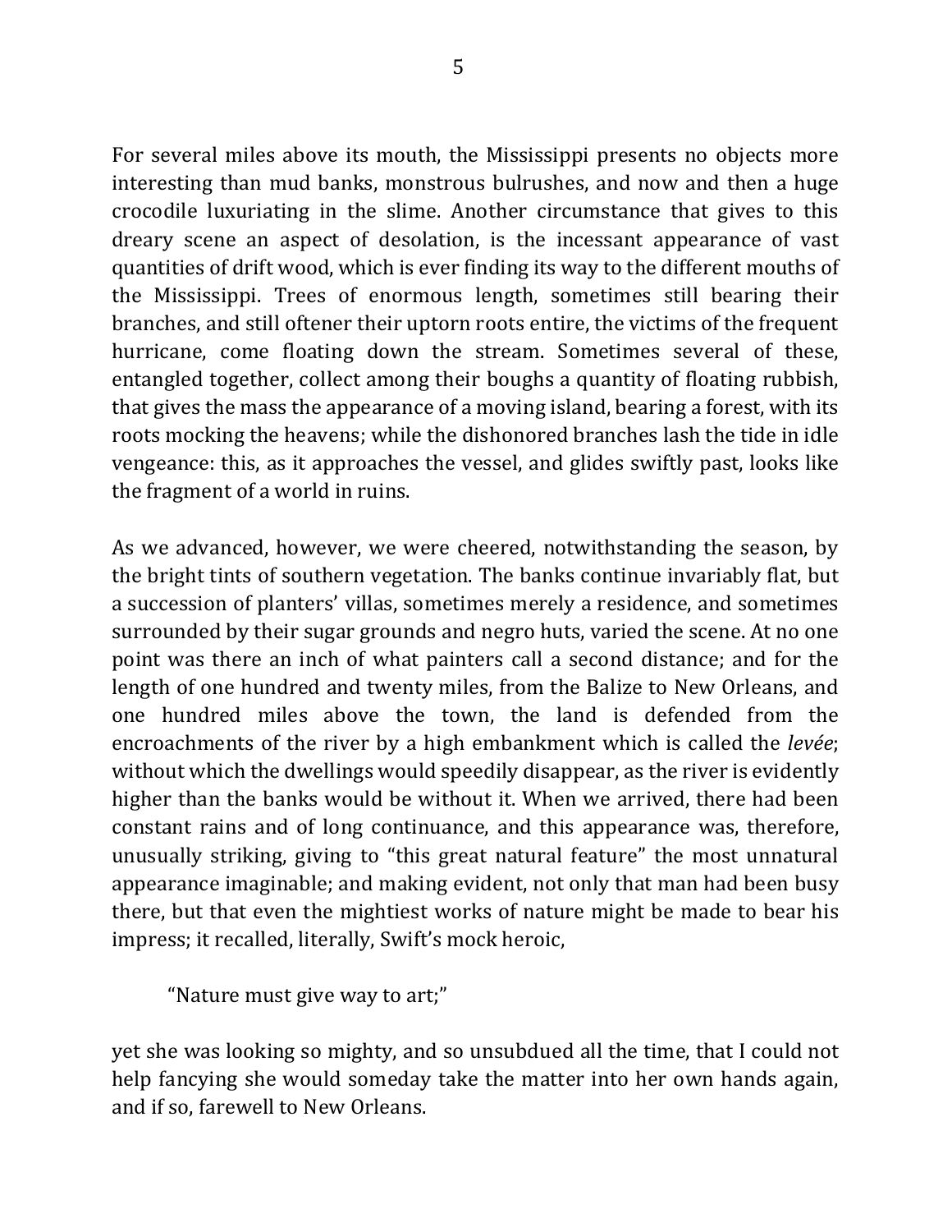For several miles above its mouth, the Mississippi presents no objects more interesting than mud banks, monstrous bulrushes, and now and then a huge crocodile luxuriating in the slime. Another circumstance that gives to this dreary scene an aspect of desolation, is the incessant appearance of vast quantities of drift wood, which is ever finding its way to the different mouths of the Mississippi. Trees of enormous length, sometimes still bearing their branches, and still oftener their uptorn roots entire, the victims of the frequent hurricane, come floating down the stream. Sometimes several of these, entangled together, collect among their boughs a quantity of floating rubbish, that gives the mass the appearance of a moving island, bearing a forest, with its roots mocking the heavens; while the dishonored branches lash the tide in idle vengeance: this, as it approaches the vessel, and glides swiftly past, looks like the fragment of a world in ruins.

As we advanced, however, we were cheered, notwithstanding the season, by the bright tints of southern vegetation. The banks continue invariably flat, but a succession of planters' villas, sometimes merely a residence, and sometimes surrounded by their sugar grounds and negro huts, varied the scene. At no one point was there an inch of what painters call a second distance; and for the length of one hundred and twenty miles, from the Balize to New Orleans, and one hundred miles above the town, the land is defended from the encroachments of the river by a high embankment which is called the *levée*; without which the dwellings would speedily disappear, as the river is evidently higher than the banks would be without it. When we arrived, there had been constant rains and of long continuance, and this appearance was, therefore, unusually striking, giving to "this great natural feature" the most unnatural appearance imaginable; and making evident, not only that man had been busy there, but that even the mightiest works of nature might be made to bear his impress; it recalled, literally, Swift's mock heroic,

> "Nature must give way to art;"

yet she was looking so mighty, and so unsubdued all the time, that I could not help fancying she would someday take the matter into her own hands again, and if so, farewell to New Orleans.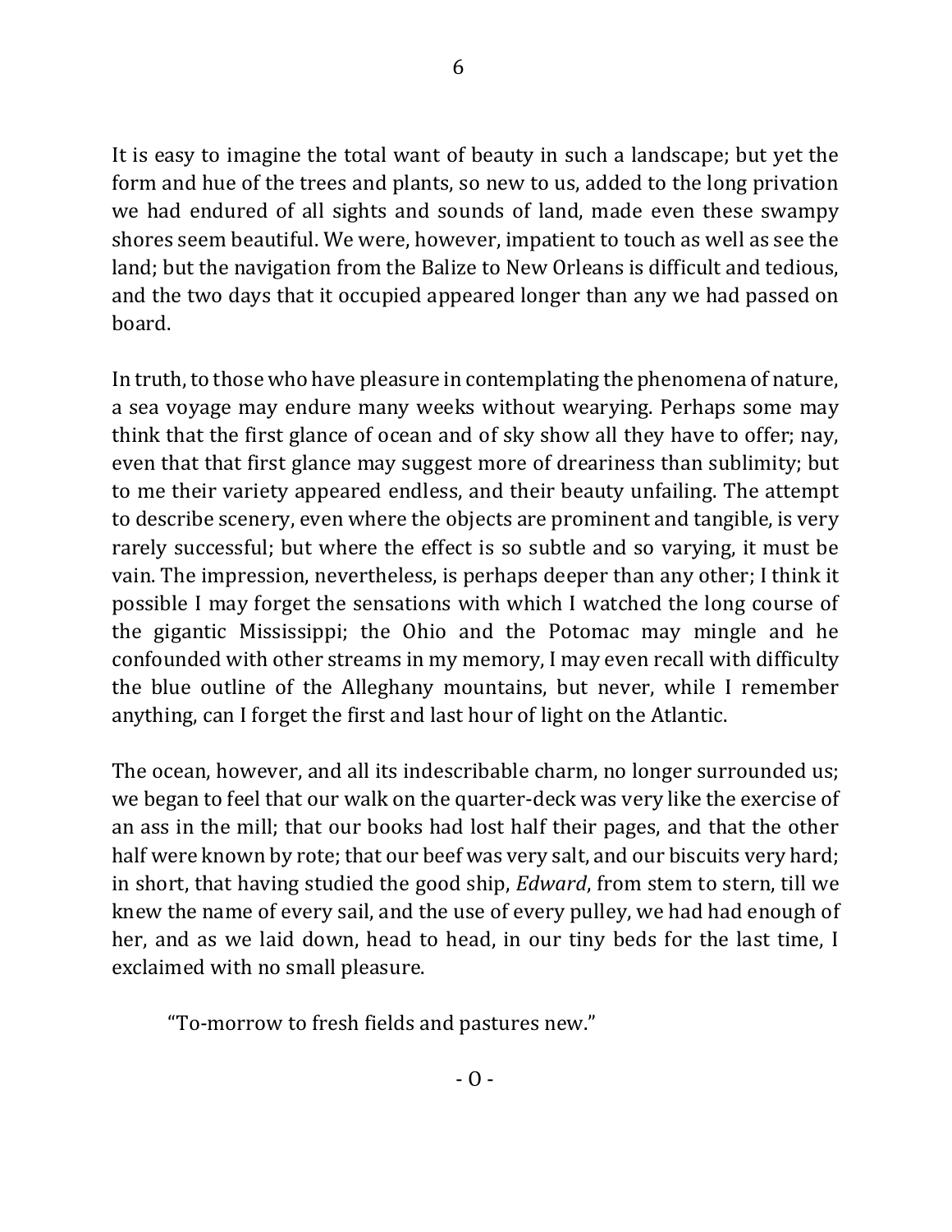It is easy to imagine the total want of beauty in such a landscape; but yet the form and hue of the trees and plants, so new to us, added to the long privation we had endured of all sights and sounds of land, made even these swampy shores seem beautiful. We were, however, impatient to touch as well as see the land; but the navigation from the Balize to New Orleans is difficult and tedious, and the two days that it occupied appeared longer than any we had passed on board.

In truth, to those who have pleasure in contemplating the phenomena of nature, a sea voyage may endure many weeks without wearying. Perhaps some may think that the first glance of ocean and of sky show all they have to offer; nay, even that that first glance may suggest more of dreariness than sublimity; but to me their variety appeared endless, and their beauty unfailing. The attempt to describe scenery, even where the objects are prominent and tangible, is very rarely successful; but where the effect is so subtle and so varying, it must be vain. The impression, nevertheless, is perhaps deeper than any other; I think it possible I may forget the sensations with which I watched the long course of the gigantic Mississippi; the Ohio and the Potomac may mingle and he confounded with other streams in my memory, I may even recall with difficulty the blue outline of the Alleghany mountains, but never, while I remember anything, can I forget the first and last hour of light on the Atlantic.

The ocean, however, and all its indescribable charm, no longer surrounded us; we began to feel that our walk on the quarter-deck was very like the exercise of an ass in the mill; that our books had lost half their pages, and that the other half were known by rote; that our beef was very salt, and our biscuits very hard; in short, that having studied the good ship, *Edward*, from stem to stern, till we knew the name of every sail, and the use of every pulley, we had had enough of her, and as we laid down, head to head, in our tiny beds for the last time, I exclaimed with no small pleasure.

"To-morrow to fresh fields and pastures new."

- O -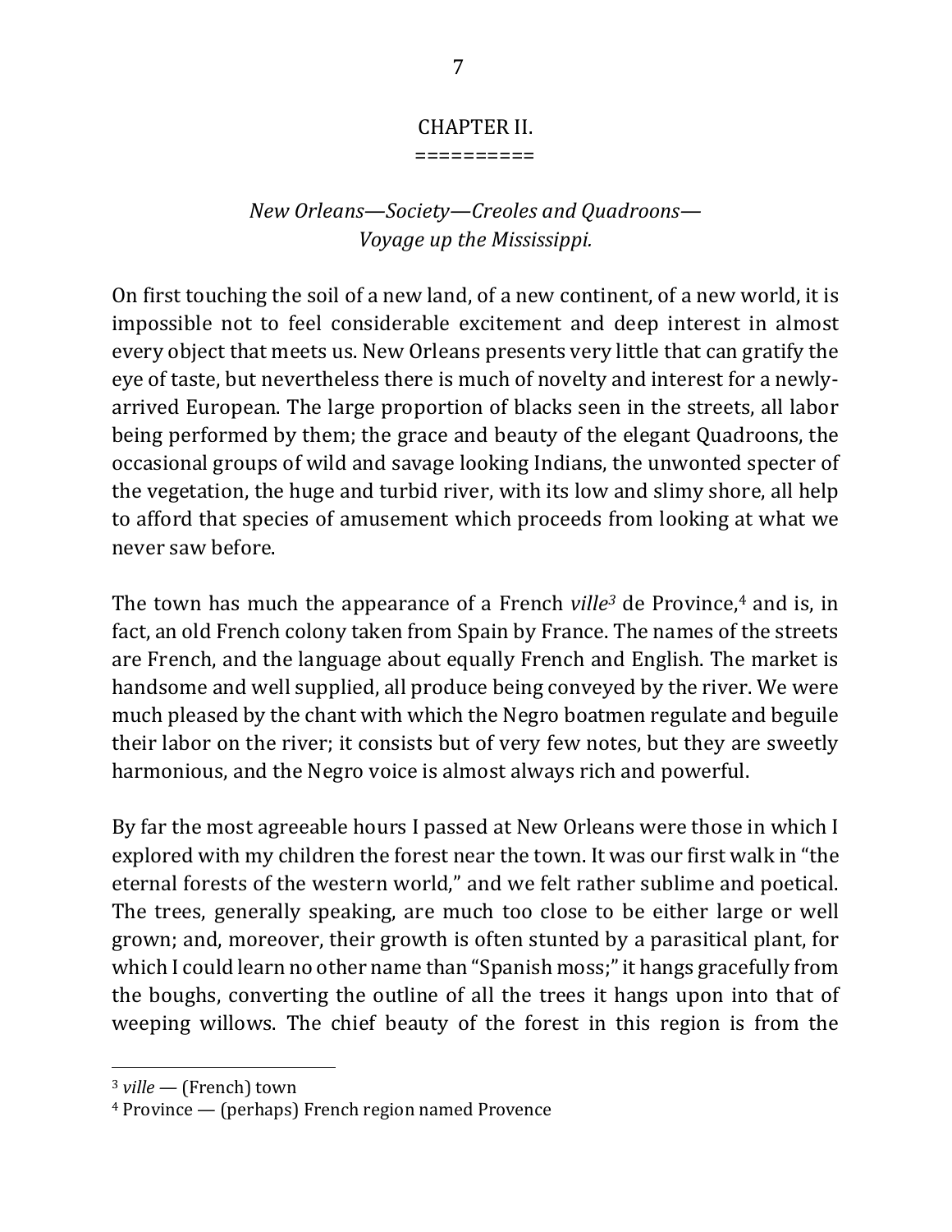## CHAPTER II.

==========

*New Orleans—Society—Creoles and Quadroons—Voyage up the Mississippi.*

On first touching the soil of a new land, of a new continent, of a new world, it is impossible not to feel considerable excitement and deep interest in almost every object that meets us. New Orleans presents very little that can gratify the eye of taste, but nevertheless there is much of novelty and interest for a newly-arrived European. The large proportion of blacks seen in the streets, all labor being performed by them; the grace and beauty of the elegant Quadroons, the occasional groups of wild and savage looking Indians, the unwonted specter of the vegetation, the huge and turbid river, with its low and slimy shore, all help to afford that species of amusement which proceeds from looking at what we never saw before.

The town has much the appearance of a French *ville*[3] de Province,[4] and is, in fact, an old French colony taken from Spain by France. The names of the streets are French, and the language about equally French and English. The market is handsome and well supplied, all produce being conveyed by the river. We were much pleased by the chant with which the Negro boatmen regulate and beguile their labor on the river; it consists but of very few notes, but they are sweetly harmonious, and the Negro voice is almost always rich and powerful.

By far the most agreeable hours I passed at New Orleans were those in which I explored with my children the forest near the town. It was our first walk in "the eternal forests of the western world," and we felt rather sublime and poetical. The trees, generally speaking, are much too close to be either large or well grown; and, moreover, their growth is often stunted by a parasitical plant, for which I could learn no other name than "Spanish moss;" it hangs gracefully from the boughs, converting the outline of all the trees it hangs upon into that of weeping willows. The chief beauty of the forest in this region is from the

---

[3] *ville* — (French) town

[4] Province — (perhaps) French region named Provence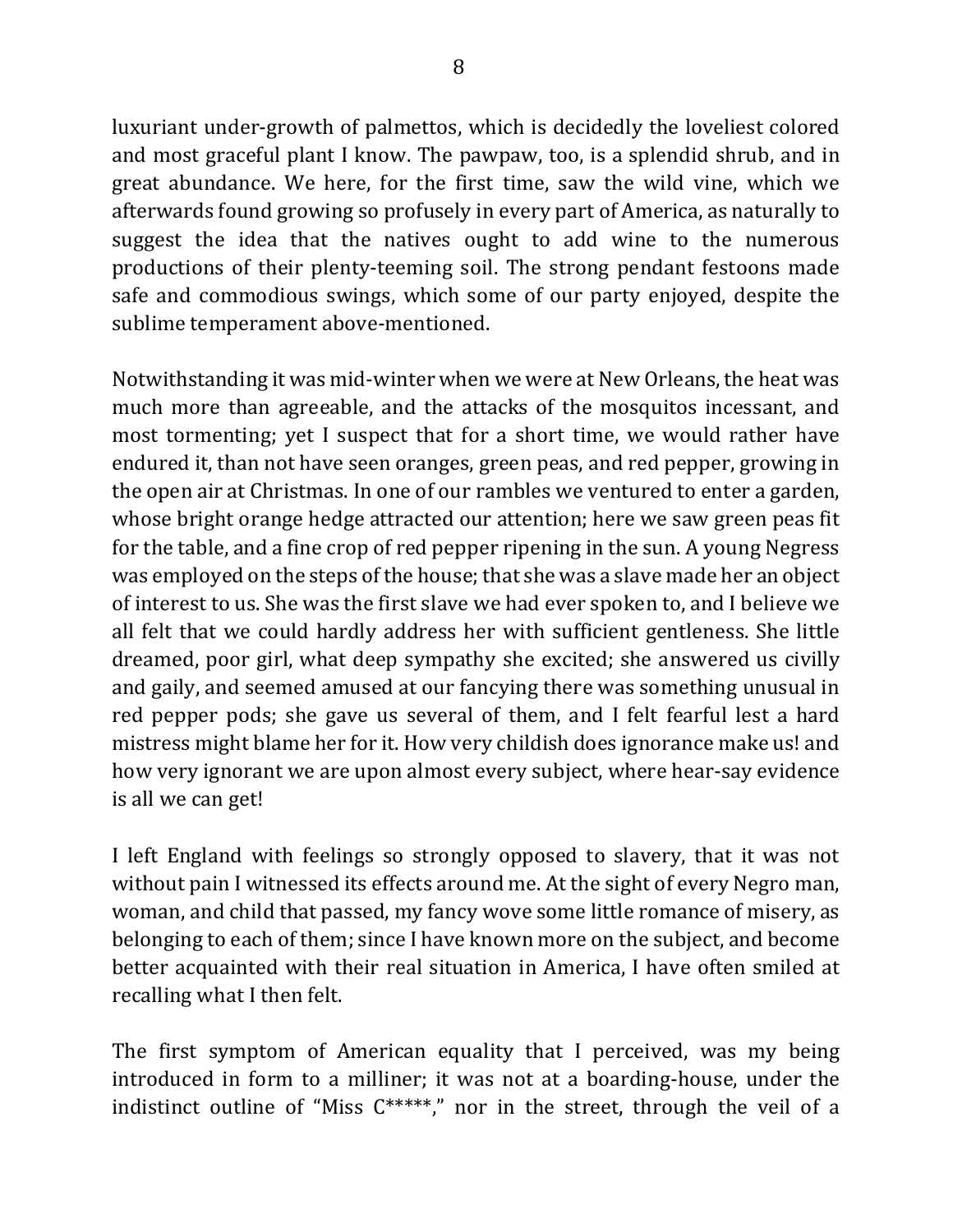luxuriant under-growth of palmettos, which is decidedly the loveliest colored and most graceful plant I know. The pawpaw, too, is a splendid shrub, and in great abundance. We here, for the first time, saw the wild vine, which we afterwards found growing so profusely in every part of America, as naturally to suggest the idea that the natives ought to add wine to the numerous productions of their plenty-teeming soil. The strong pendant festoons made safe and commodious swings, which some of our party enjoyed, despite the sublime temperament above-mentioned.

Notwithstanding it was mid-winter when we were at New Orleans, the heat was much more than agreeable, and the attacks of the mosquitos incessant, and most tormenting; yet I suspect that for a short time, we would rather have endured it, than not have seen oranges, green peas, and red pepper, growing in the open air at Christmas. In one of our rambles we ventured to enter a garden, whose bright orange hedge attracted our attention; here we saw green peas fit for the table, and a fine crop of red pepper ripening in the sun. A young Negress was employed on the steps of the house; that she was a slave made her an object of interest to us. She was the first slave we had ever spoken to, and I believe we all felt that we could hardly address her with sufficient gentleness. She little dreamed, poor girl, what deep sympathy she excited; she answered us civilly and gaily, and seemed amused at our fancying there was something unusual in red pepper pods; she gave us several of them, and I felt fearful lest a hard mistress might blame her for it. How very childish does ignorance make us! and how very ignorant we are upon almost every subject, where hear-say evidence is all we can get!

I left England with feelings so strongly opposed to slavery, that it was not without pain I witnessed its effects around me. At the sight of every Negro man, woman, and child that passed, my fancy wove some little romance of misery, as belonging to each of them; since I have known more on the subject, and become better acquainted with their real situation in America, I have often smiled at recalling what I then felt.

The first symptom of American equality that I perceived, was my being introduced in form to a milliner; it was not at a boarding-house, under the indistinct outline of "Miss C*****," nor in the street, through the veil of a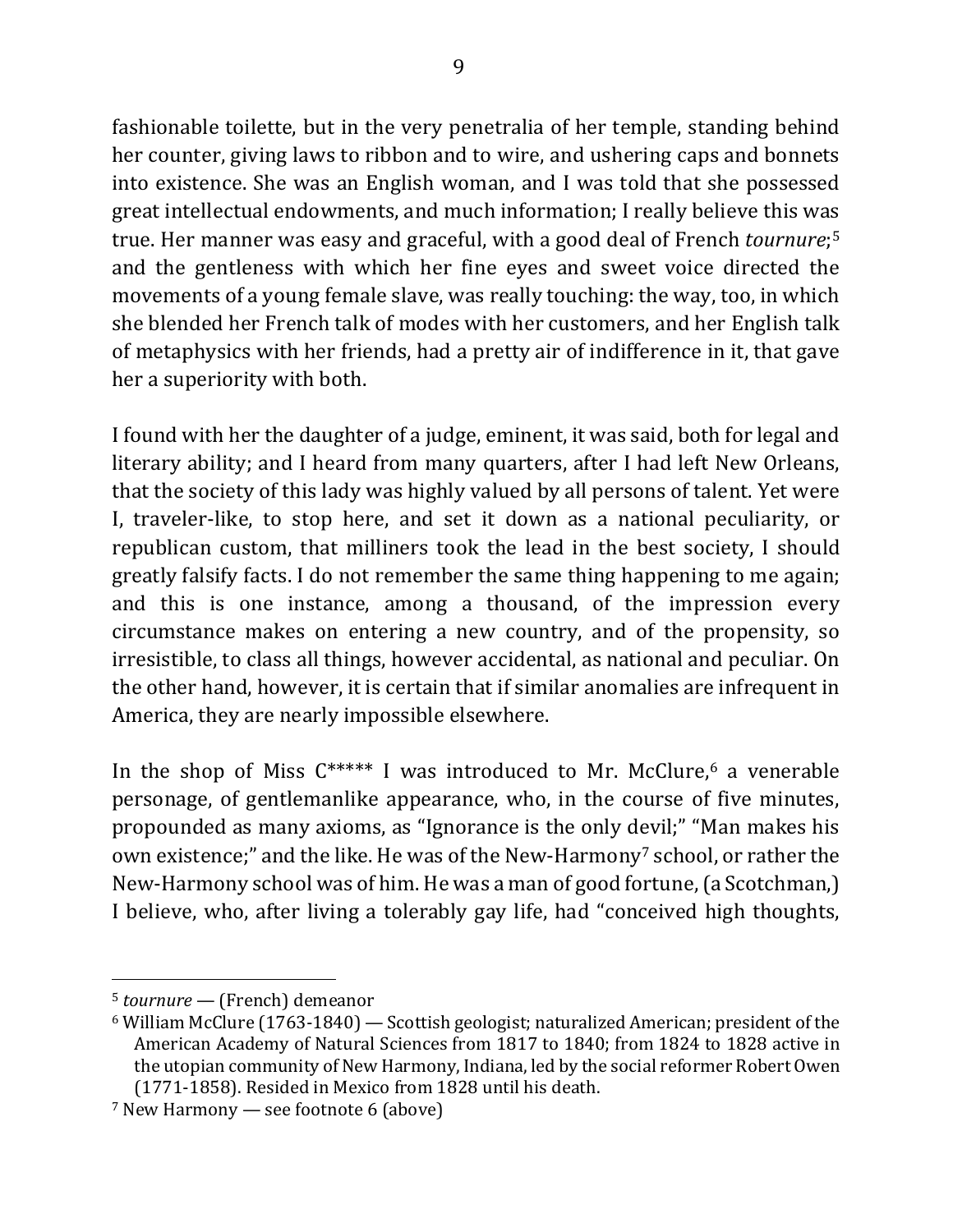fashionable toilette, but in the very penetralia of her temple, standing behind her counter, giving laws to ribbon and to wire, and ushering caps and bonnets into existence. She was an English woman, and I was told that she possessed great intellectual endowments, and much information; I really believe this was true. Her manner was easy and graceful, with a good deal of French *tournure*;[5] and the gentleness with which her fine eyes and sweet voice directed the movements of a young female slave, was really touching: the way, too, in which she blended her French talk of modes with her customers, and her English talk of metaphysics with her friends, had a pretty air of indifference in it, that gave her a superiority with both.

I found with her the daughter of a judge, eminent, it was said, both for legal and literary ability; and I heard from many quarters, after I had left New Orleans, that the society of this lady was highly valued by all persons of talent. Yet were I, traveler-like, to stop here, and set it down as a national peculiarity, or republican custom, that milliners took the lead in the best society, I should greatly falsify facts. I do not remember the same thing happening to me again; and this is one instance, among a thousand, of the impression every circumstance makes on entering a new country, and of the propensity, so irresistible, to class all things, however accidental, as national and peculiar. On the other hand, however, it is certain that if similar anomalies are infrequent in America, they are nearly impossible elsewhere.

In the shop of Miss C***** I was introduced to Mr. McClure,[6] a venerable personage, of gentlemanlike appearance, who, in the course of five minutes, propounded as many axioms, as "Ignorance is the only devil;" "Man makes his own existence;" and the like. He was of the New-Harmony[7] school, or rather the New-Harmony school was of him. He was a man of good fortune, (a Scotchman,) I believe, who, after living a tolerably gay life, had "conceived high thoughts,

---

[5] *tournure* — (French) demeanor

[6] William McClure (1763-1840) — Scottish geologist; naturalized American; president of the American Academy of Natural Sciences from 1817 to 1840; from 1824 to 1828 active in the utopian community of New Harmony, Indiana, led by the social reformer Robert Owen (1771-1858). Resided in Mexico from 1828 until his death.

[7] New Harmony — see footnote 6 (above)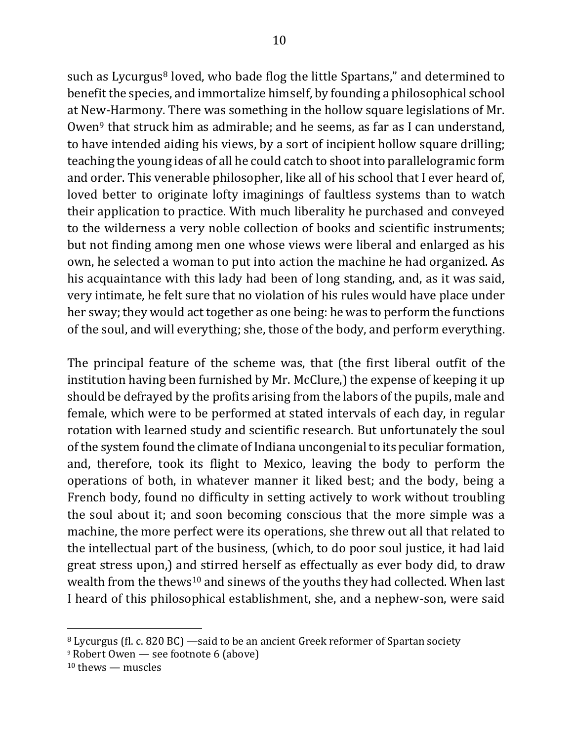such as Lycurgus[8] loved, who bade flog the little Spartans," and determined to benefit the species, and immortalize himself, by founding a philosophical school at New-Harmony. There was something in the hollow square legislations of Mr. Owen[9] that struck him as admirable; and he seems, as far as I can understand, to have intended aiding his views, by a sort of incipient hollow square drilling; teaching the young ideas of all he could catch to shoot into parallelogramic form and order. This venerable philosopher, like all of his school that I ever heard of, loved better to originate lofty imaginings of faultless systems than to watch their application to practice. With much liberality he purchased and conveyed to the wilderness a very noble collection of books and scientific instruments; but not finding among men one whose views were liberal and enlarged as his own, he selected a woman to put into action the machine he had organized. As his acquaintance with this lady had been of long standing, and, as it was said, very intimate, he felt sure that no violation of his rules would have place under her sway; they would act together as one being: he was to perform the functions of the soul, and will everything; she, those of the body, and perform everything.

The principal feature of the scheme was, that (the first liberal outfit of the institution having been furnished by Mr. McClure,) the expense of keeping it up should be defrayed by the profits arising from the labors of the pupils, male and female, which were to be performed at stated intervals of each day, in regular rotation with learned study and scientific research. But unfortunately the soul of the system found the climate of Indiana uncongenial to its peculiar formation, and, therefore, took its flight to Mexico, leaving the body to perform the operations of both, in whatever manner it liked best; and the body, being a French body, found no difficulty in setting actively to work without troubling the soul about it; and soon becoming conscious that the more simple was a machine, the more perfect were its operations, she threw out all that related to the intellectual part of the business, (which, to do poor soul justice, it had laid great stress upon,) and stirred herself as effectually as ever body did, to draw wealth from the thews[10] and sinews of the youths they had collected. When last I heard of this philosophical establishment, she, and a nephew-son, were said

---

[8] Lycurgus (fl. c. 820 BC) —said to be an ancient Greek reformer of Spartan society

[9] Robert Owen — see footnote 6 (above)

[10] thews — muscles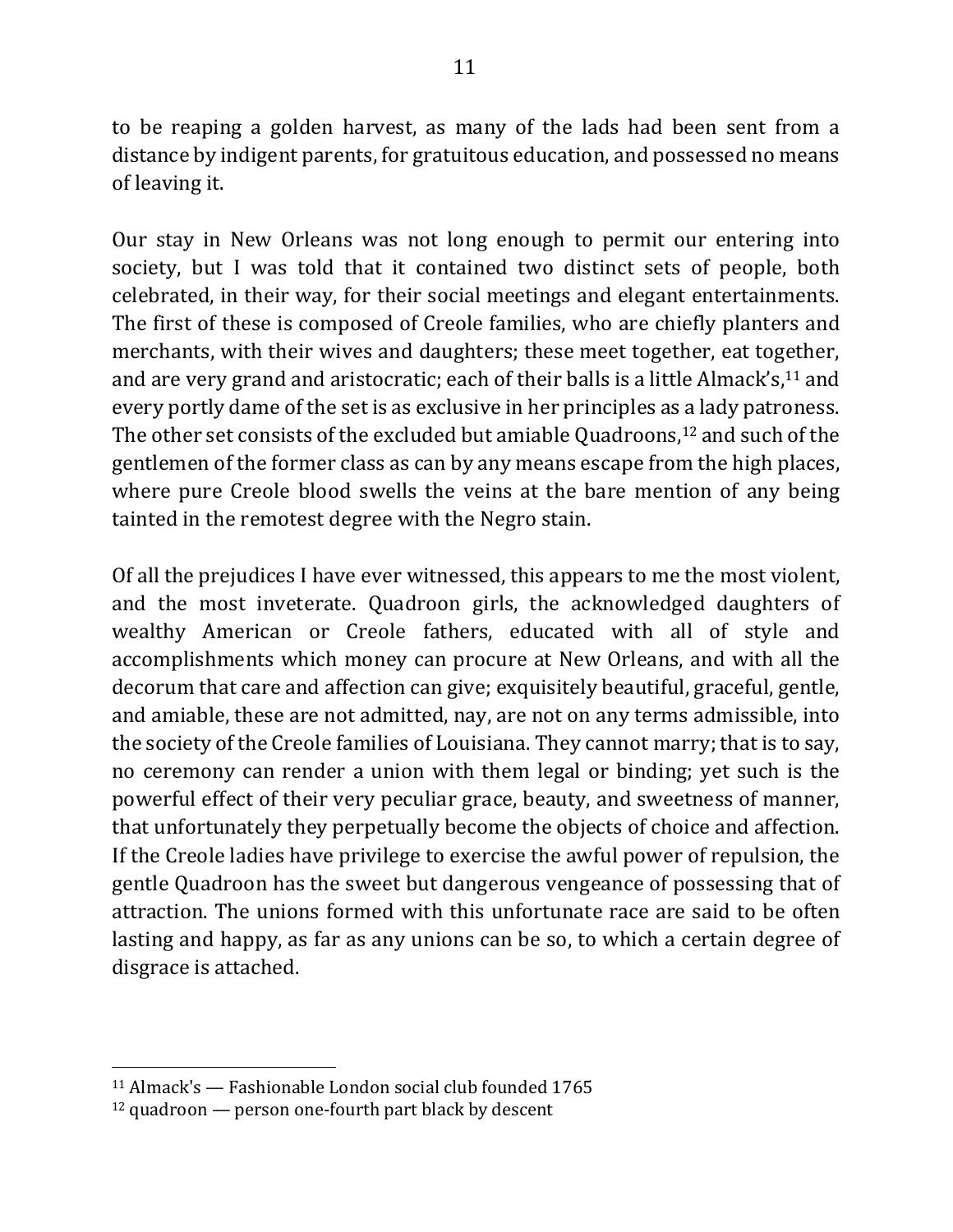to be reaping a golden harvest, as many of the lads had been sent from a distance by indigent parents, for gratuitous education, and possessed no means of leaving it.

Our stay in New Orleans was not long enough to permit our entering into society, but I was told that it contained two distinct sets of people, both celebrated, in their way, for their social meetings and elegant entertainments. The first of these is composed of Creole families, who are chiefly planters and merchants, with their wives and daughters; these meet together, eat together, and are very grand and aristocratic; each of their balls is a little Almack's,[11] and every portly dame of the set is as exclusive in her principles as a lady patroness. The other set consists of the excluded but amiable Quadroons,[12] and such of the gentlemen of the former class as can by any means escape from the high places, where pure Creole blood swells the veins at the bare mention of any being tainted in the remotest degree with the Negro stain.

Of all the prejudices I have ever witnessed, this appears to me the most violent, and the most inveterate. Quadroon girls, the acknowledged daughters of wealthy American or Creole fathers, educated with all of style and accomplishments which money can procure at New Orleans, and with all the decorum that care and affection can give; exquisitely beautiful, graceful, gentle, and amiable, these are not admitted, nay, are not on any terms admissible, into the society of the Creole families of Louisiana. They cannot marry; that is to say, no ceremony can render a union with them legal or binding; yet such is the powerful effect of their very peculiar grace, beauty, and sweetness of manner, that unfortunately they perpetually become the objects of choice and affection. If the Creole ladies have privilege to exercise the awful power of repulsion, the gentle Quadroon has the sweet but dangerous vengeance of possessing that of attraction. The unions formed with this unfortunate race are said to be often lasting and happy, as far as any unions can be so, to which a certain degree of disgrace is attached.

---

[11] Almack's — Fashionable London social club founded 1765

[12] quadroon — person one-fourth part black by descent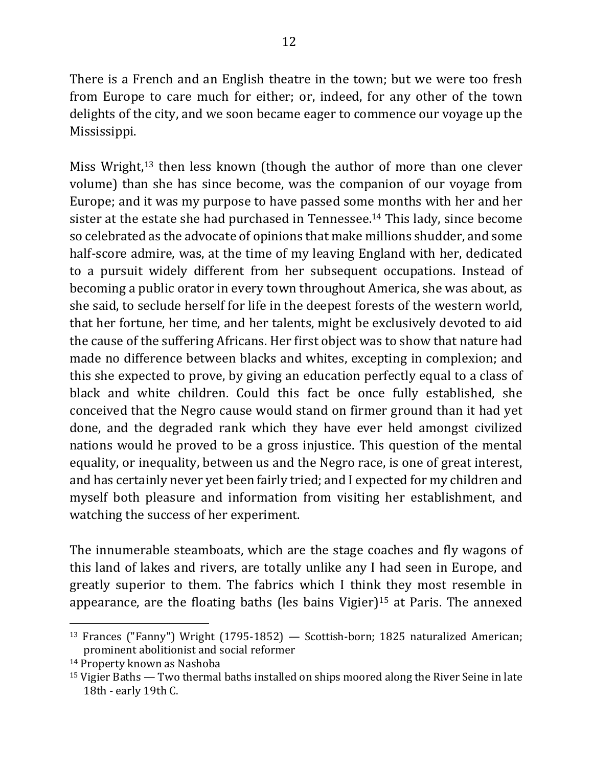There is a French and an English theatre in the town; but we were too fresh from Europe to care much for either; or, indeed, for any other of the town delights of the city, and we soon became eager to commence our voyage up the Mississippi.

Miss Wright,[13] then less known (though the author of more than one clever volume) than she has since become, was the companion of our voyage from Europe; and it was my purpose to have passed some months with her and her sister at the estate she had purchased in Tennessee.[14] This lady, since become so celebrated as the advocate of opinions that make millions shudder, and some half-score admire, was, at the time of my leaving England with her, dedicated to a pursuit widely different from her subsequent occupations. Instead of becoming a public orator in every town throughout America, she was about, as she said, to seclude herself for life in the deepest forests of the western world, that her fortune, her time, and her talents, might be exclusively devoted to aid the cause of the suffering Africans. Her first object was to show that nature had made no difference between blacks and whites, excepting in complexion; and this she expected to prove, by giving an education perfectly equal to a class of black and white children. Could this fact be once fully established, she conceived that the Negro cause would stand on firmer ground than it had yet done, and the degraded rank which they have ever held amongst civilized nations would he proved to be a gross injustice. This question of the mental equality, or inequality, between us and the Negro race, is one of great interest, and has certainly never yet been fairly tried; and I expected for my children and myself both pleasure and information from visiting her establishment, and watching the success of her experiment.

The innumerable steamboats, which are the stage coaches and fly wagons of this land of lakes and rivers, are totally unlike any I had seen in Europe, and greatly superior to them. The fabrics which I think they most resemble in appearance, are the floating baths (les bains Vigier)[15] at Paris. The annexed

---

[13] Frances ("Fanny") Wright (1795-1852) — Scottish-born; 1825 naturalized American; prominent abolitionist and social reformer

[14] Property known as Nashoba

[15] Vigier Baths — Two thermal baths installed on ships moored along the River Seine in late 18th - early 19th C.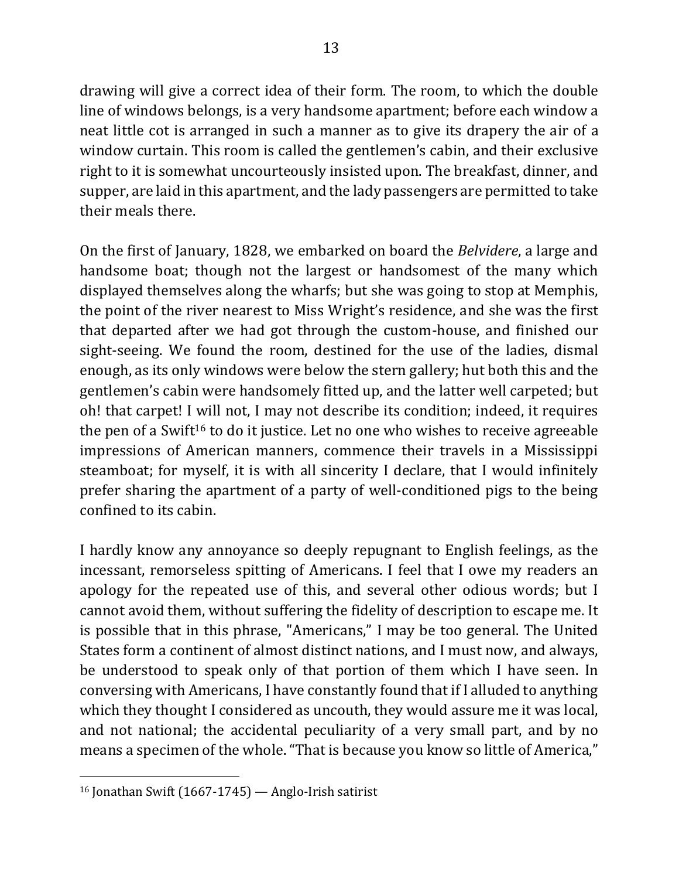drawing will give a correct idea of their form. The room, to which the double line of windows belongs, is a very handsome apartment; before each window a neat little cot is arranged in such a manner as to give its drapery the air of a window curtain. This room is called the gentlemen's cabin, and their exclusive right to it is somewhat uncourteously insisted upon. The breakfast, dinner, and supper, are laid in this apartment, and the lady passengers are permitted to take their meals there.

On the first of January, 1828, we embarked on board the *Belvidere*, a large and handsome boat; though not the largest or handsomest of the many which displayed themselves along the wharfs; but she was going to stop at Memphis, the point of the river nearest to Miss Wright's residence, and she was the first that departed after we had got through the custom-house, and finished our sight-seeing. We found the room, destined for the use of the ladies, dismal enough, as its only windows were below the stern gallery; hut both this and the gentlemen's cabin were handsomely fitted up, and the latter well carpeted; but oh! that carpet! I will not, I may not describe its condition; indeed, it requires the pen of a Swift[16] to do it justice. Let no one who wishes to receive agreeable impressions of American manners, commence their travels in a Mississippi steamboat; for myself, it is with all sincerity I declare, that I would infinitely prefer sharing the apartment of a party of well-conditioned pigs to the being confined to its cabin.

I hardly know any annoyance so deeply repugnant to English feelings, as the incessant, remorseless spitting of Americans. I feel that I owe my readers an apology for the repeated use of this, and several other odious words; but I cannot avoid them, without suffering the fidelity of description to escape me. It is possible that in this phrase, "Americans," I may be too general. The United States form a continent of almost distinct nations, and I must now, and always, be understood to speak only of that portion of them which I have seen. In conversing with Americans, I have constantly found that if I alluded to anything which they thought I considered as uncouth, they would assure me it was local, and not national; the accidental peculiarity of a very small part, and by no means a specimen of the whole. "That is because you know so little of America,"

---

[16] Jonathan Swift (1667-1745) — Anglo-Irish satirist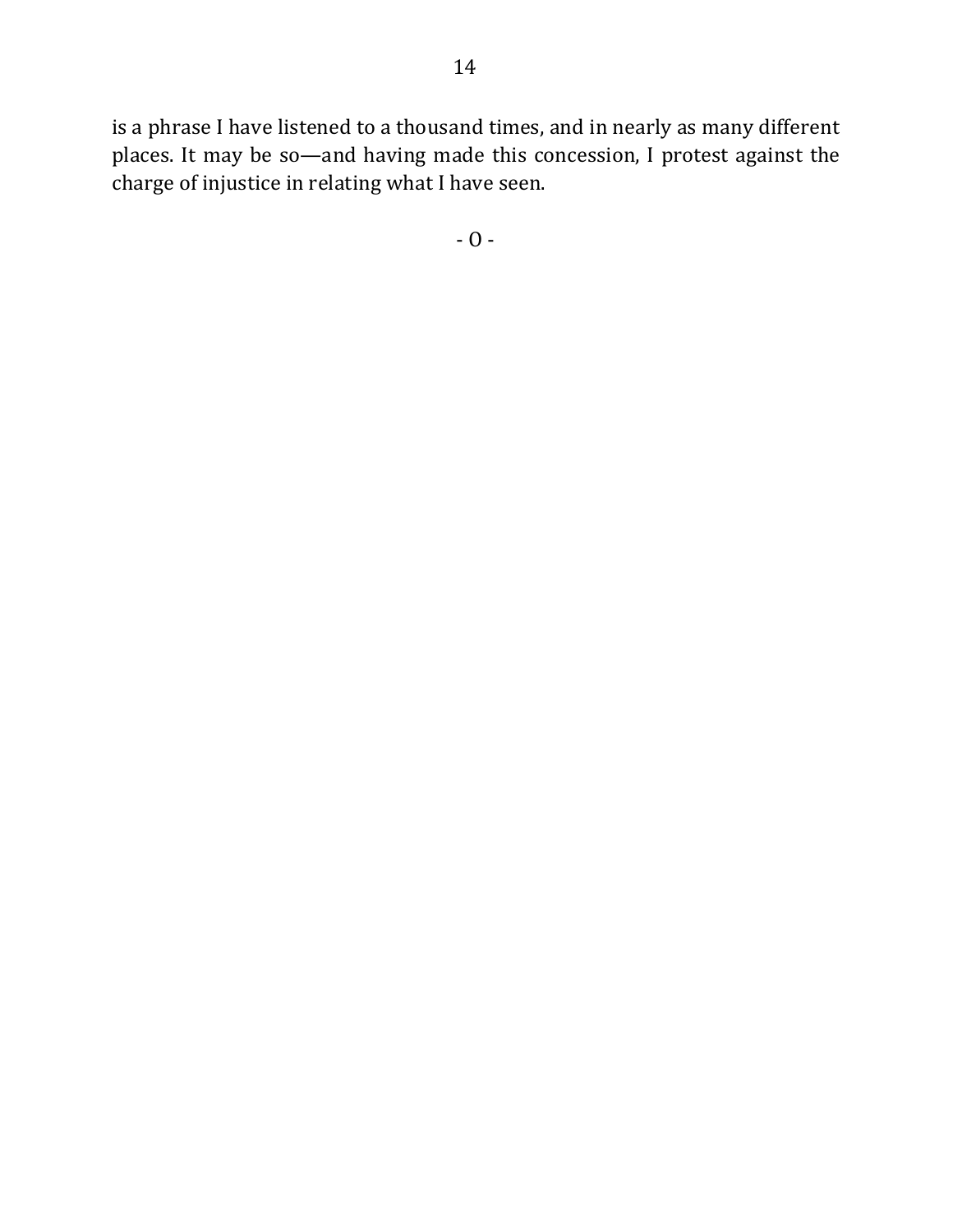is a phrase I have listened to a thousand times, and in nearly as many different places. It may be so—and having made this concession, I protest against the charge of injustice in relating what I have seen.

- O -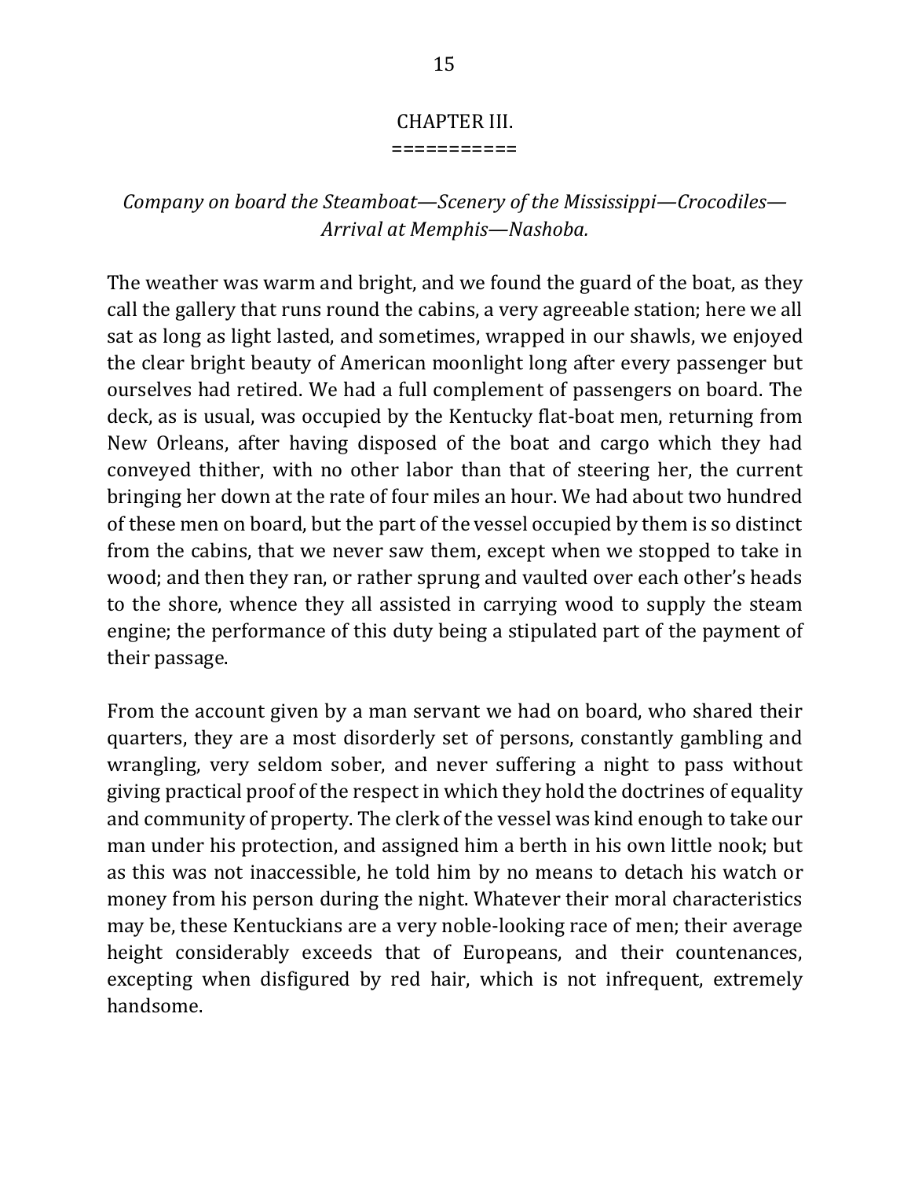## CHAPTER III.

*Company on board the Steamboat—Scenery of the Mississippi—Crocodiles—Arrival at Memphis—Nashoba.*

The weather was warm and bright, and we found the guard of the boat, as they call the gallery that runs round the cabins, a very agreeable station; here we all sat as long as light lasted, and sometimes, wrapped in our shawls, we enjoyed the clear bright beauty of American moonlight long after every passenger but ourselves had retired. We had a full complement of passengers on board. The deck, as is usual, was occupied by the Kentucky flat-boat men, returning from New Orleans, after having disposed of the boat and cargo which they had conveyed thither, with no other labor than that of steering her, the current bringing her down at the rate of four miles an hour. We had about two hundred of these men on board, but the part of the vessel occupied by them is so distinct from the cabins, that we never saw them, except when we stopped to take in wood; and then they ran, or rather sprung and vaulted over each other's heads to the shore, whence they all assisted in carrying wood to supply the steam engine; the performance of this duty being a stipulated part of the payment of their passage.

From the account given by a man servant we had on board, who shared their quarters, they are a most disorderly set of persons, constantly gambling and wrangling, very seldom sober, and never suffering a night to pass without giving practical proof of the respect in which they hold the doctrines of equality and community of property. The clerk of the vessel was kind enough to take our man under his protection, and assigned him a berth in his own little nook; but as this was not inaccessible, he told him by no means to detach his watch or money from his person during the night. Whatever their moral characteristics may be, these Kentuckians are a very noble-looking race of men; their average height considerably exceeds that of Europeans, and their countenances, excepting when disfigured by red hair, which is not infrequent, extremely handsome.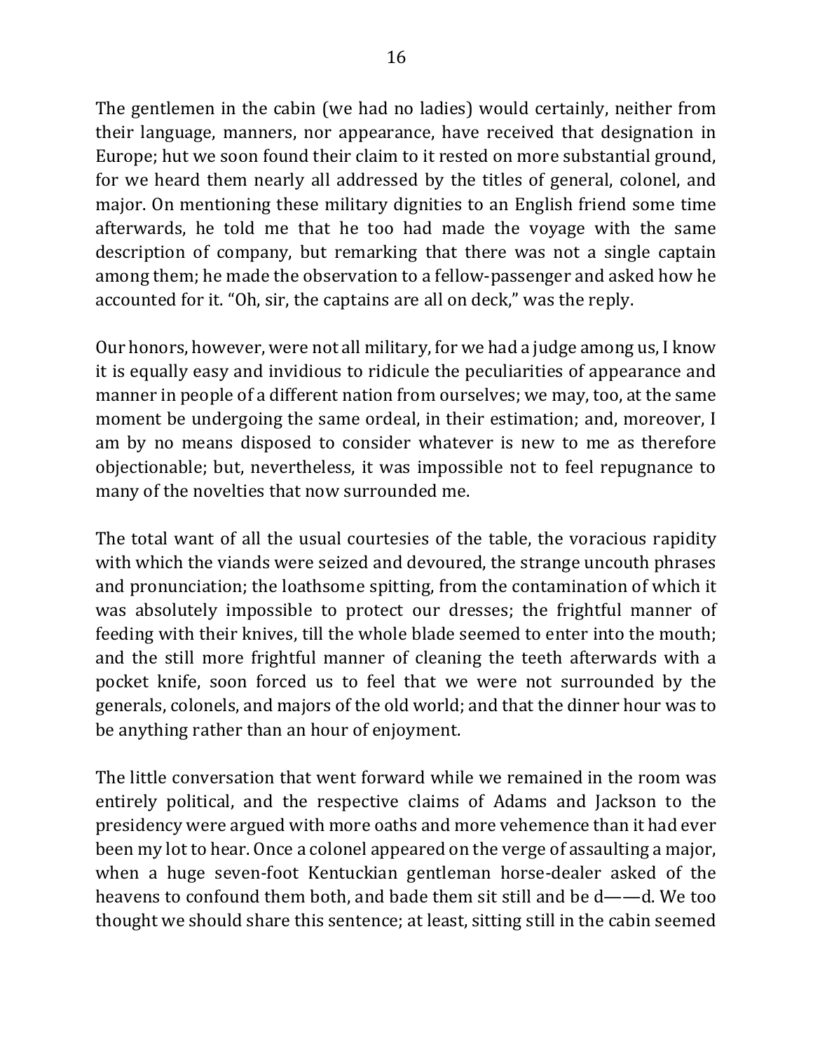The gentlemen in the cabin (we had no ladies) would certainly, neither from their language, manners, nor appearance, have received that designation in Europe; hut we soon found their claim to it rested on more substantial ground, for we heard them nearly all addressed by the titles of general, colonel, and major. On mentioning these military dignities to an English friend some time afterwards, he told me that he too had made the voyage with the same description of company, but remarking that there was not a single captain among them; he made the observation to a fellow-passenger and asked how he accounted for it. "Oh, sir, the captains are all on deck," was the reply.

Our honors, however, were not all military, for we had a judge among us, I know it is equally easy and invidious to ridicule the peculiarities of appearance and manner in people of a different nation from ourselves; we may, too, at the same moment be undergoing the same ordeal, in their estimation; and, moreover, I am by no means disposed to consider whatever is new to me as therefore objectionable; but, nevertheless, it was impossible not to feel repugnance to many of the novelties that now surrounded me.

The total want of all the usual courtesies of the table, the voracious rapidity with which the viands were seized and devoured, the strange uncouth phrases and pronunciation; the loathsome spitting, from the contamination of which it was absolutely impossible to protect our dresses; the frightful manner of feeding with their knives, till the whole blade seemed to enter into the mouth; and the still more frightful manner of cleaning the teeth afterwards with a pocket knife, soon forced us to feel that we were not surrounded by the generals, colonels, and majors of the old world; and that the dinner hour was to be anything rather than an hour of enjoyment.

The little conversation that went forward while we remained in the room was entirely political, and the respective claims of Adams and Jackson to the presidency were argued with more oaths and more vehemence than it had ever been my lot to hear. Once a colonel appeared on the verge of assaulting a major, when a huge seven-foot Kentuckian gentleman horse-dealer asked of the heavens to confound them both, and bade them sit still and be d——d. We too thought we should share this sentence; at least, sitting still in the cabin seemed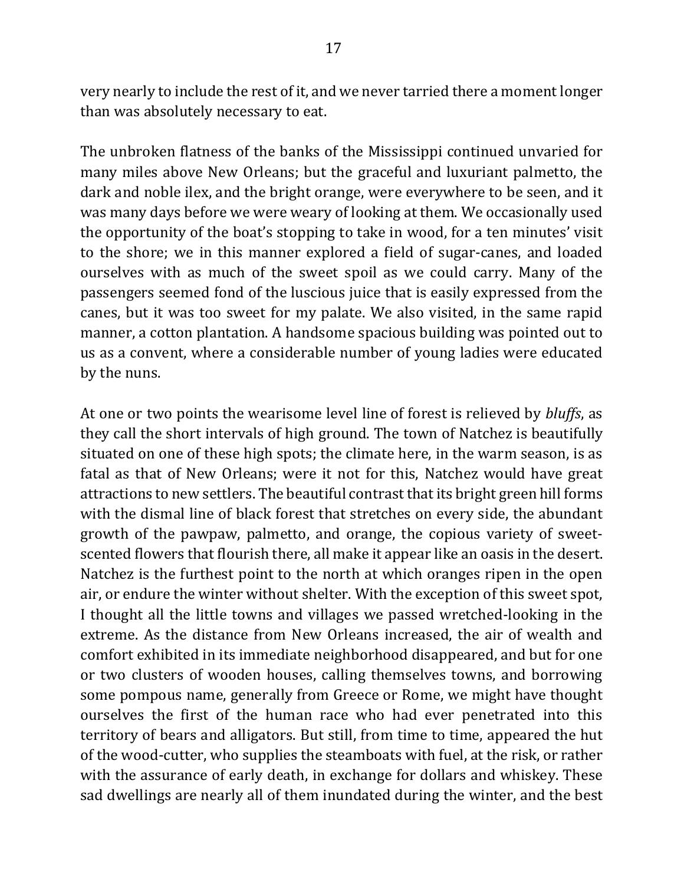very nearly to include the rest of it, and we never tarried there a moment longer than was absolutely necessary to eat.

The unbroken flatness of the banks of the Mississippi continued unvaried for many miles above New Orleans; but the graceful and luxuriant palmetto, the dark and noble ilex, and the bright orange, were everywhere to be seen, and it was many days before we were weary of looking at them. We occasionally used the opportunity of the boat's stopping to take in wood, for a ten minutes' visit to the shore; we in this manner explored a field of sugar-canes, and loaded ourselves with as much of the sweet spoil as we could carry. Many of the passengers seemed fond of the luscious juice that is easily expressed from the canes, but it was too sweet for my palate. We also visited, in the same rapid manner, a cotton plantation. A handsome spacious building was pointed out to us as a convent, where a considerable number of young ladies were educated by the nuns.

At one or two points the wearisome level line of forest is relieved by *bluffs*, as they call the short intervals of high ground. The town of Natchez is beautifully situated on one of these high spots; the climate here, in the warm season, is as fatal as that of New Orleans; were it not for this, Natchez would have great attractions to new settlers. The beautiful contrast that its bright green hill forms with the dismal line of black forest that stretches on every side, the abundant growth of the pawpaw, palmetto, and orange, the copious variety of sweet-scented flowers that flourish there, all make it appear like an oasis in the desert. Natchez is the furthest point to the north at which oranges ripen in the open air, or endure the winter without shelter. With the exception of this sweet spot, I thought all the little towns and villages we passed wretched-looking in the extreme. As the distance from New Orleans increased, the air of wealth and comfort exhibited in its immediate neighborhood disappeared, and but for one or two clusters of wooden houses, calling themselves towns, and borrowing some pompous name, generally from Greece or Rome, we might have thought ourselves the first of the human race who had ever penetrated into this territory of bears and alligators. But still, from time to time, appeared the hut of the wood-cutter, who supplies the steamboats with fuel, at the risk, or rather with the assurance of early death, in exchange for dollars and whiskey. These sad dwellings are nearly all of them inundated during the winter, and the best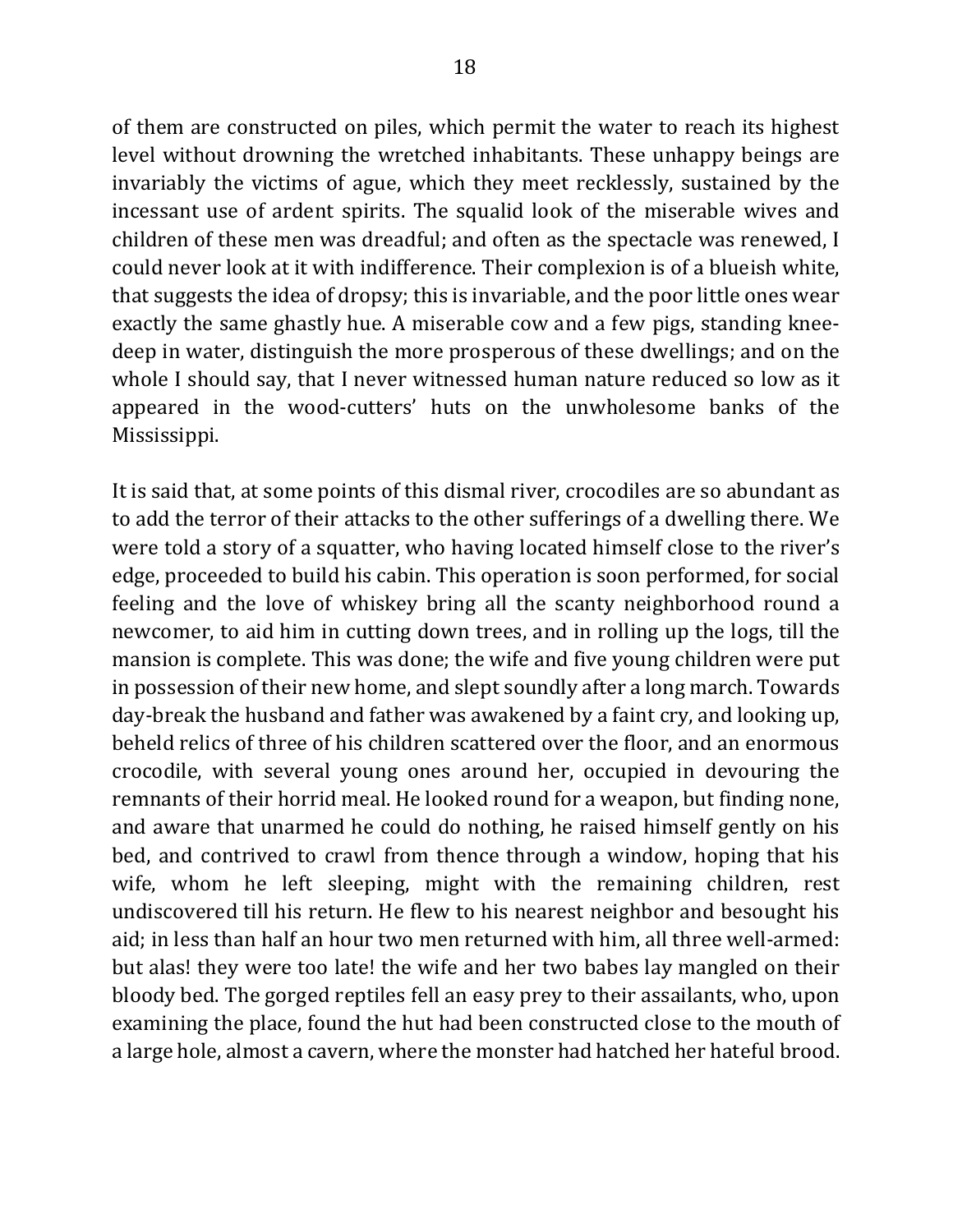of them are constructed on piles, which permit the water to reach its highest level without drowning the wretched inhabitants. These unhappy beings are invariably the victims of ague, which they meet recklessly, sustained by the incessant use of ardent spirits. The squalid look of the miserable wives and children of these men was dreadful; and often as the spectacle was renewed, I could never look at it with indifference. Their complexion is of a blueish white, that suggests the idea of dropsy; this is invariable, and the poor little ones wear exactly the same ghastly hue. A miserable cow and a few pigs, standing knee-deep in water, distinguish the more prosperous of these dwellings; and on the whole I should say, that I never witnessed human nature reduced so low as it appeared in the wood-cutters' huts on the unwholesome banks of the Mississippi.

It is said that, at some points of this dismal river, crocodiles are so abundant as to add the terror of their attacks to the other sufferings of a dwelling there. We were told a story of a squatter, who having located himself close to the river's edge, proceeded to build his cabin. This operation is soon performed, for social feeling and the love of whiskey bring all the scanty neighborhood round a newcomer, to aid him in cutting down trees, and in rolling up the logs, till the mansion is complete. This was done; the wife and five young children were put in possession of their new home, and slept soundly after a long march. Towards day-break the husband and father was awakened by a faint cry, and looking up, beheld relics of three of his children scattered over the floor, and an enormous crocodile, with several young ones around her, occupied in devouring the remnants of their horrid meal. He looked round for a weapon, but finding none, and aware that unarmed he could do nothing, he raised himself gently on his bed, and contrived to crawl from thence through a window, hoping that his wife, whom he left sleeping, might with the remaining children, rest undiscovered till his return. He flew to his nearest neighbor and besought his aid; in less than half an hour two men returned with him, all three well-armed: but alas! they were too late! the wife and her two babes lay mangled on their bloody bed. The gorged reptiles fell an easy prey to their assailants, who, upon examining the place, found the hut had been constructed close to the mouth of a large hole, almost a cavern, where the monster had hatched her hateful brood.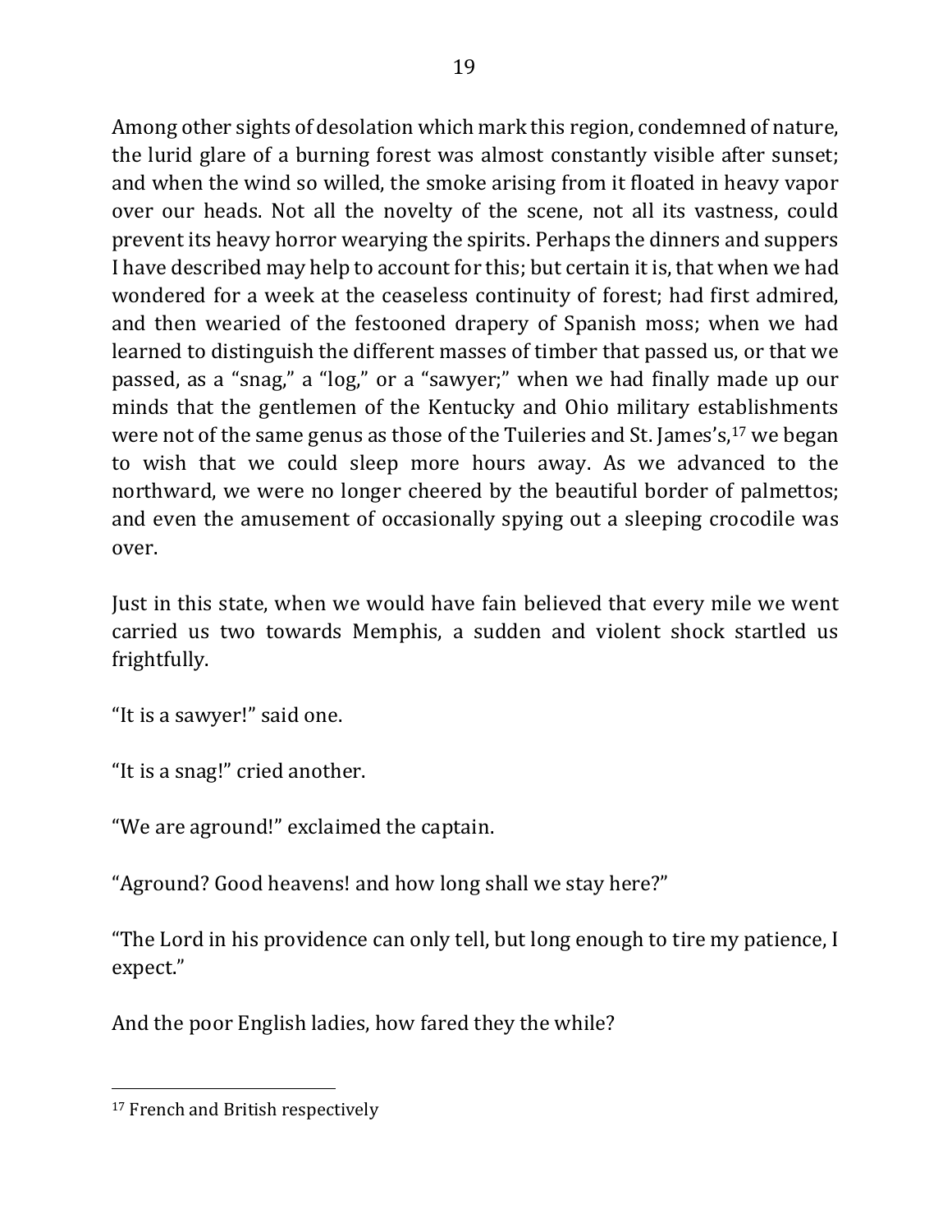Among other sights of desolation which mark this region, condemned of nature, the lurid glare of a burning forest was almost constantly visible after sunset; and when the wind so willed, the smoke arising from it floated in heavy vapor over our heads. Not all the novelty of the scene, not all its vastness, could prevent its heavy horror wearying the spirits. Perhaps the dinners and suppers I have described may help to account for this; but certain it is, that when we had wondered for a week at the ceaseless continuity of forest; had first admired, and then wearied of the festooned drapery of Spanish moss; when we had learned to distinguish the different masses of timber that passed us, or that we passed, as a "snag," a "log," or a "sawyer;" when we had finally made up our minds that the gentlemen of the Kentucky and Ohio military establishments were not of the same genus as those of the Tuileries and St. James's,[17] we began to wish that we could sleep more hours away. As we advanced to the northward, we were no longer cheered by the beautiful border of palmettos; and even the amusement of occasionally spying out a sleeping crocodile was over.

Just in this state, when we would have fain believed that every mile we went carried us two towards Memphis, a sudden and violent shock startled us frightfully.

"It is a sawyer!" said one.

"It is a snag!" cried another.

"We are aground!" exclaimed the captain.

"Aground? Good heavens! and how long shall we stay here?"

"The Lord in his providence can only tell, but long enough to tire my patience, I expect."

And the poor English ladies, how fared they the while?

---

[17] French and British respectively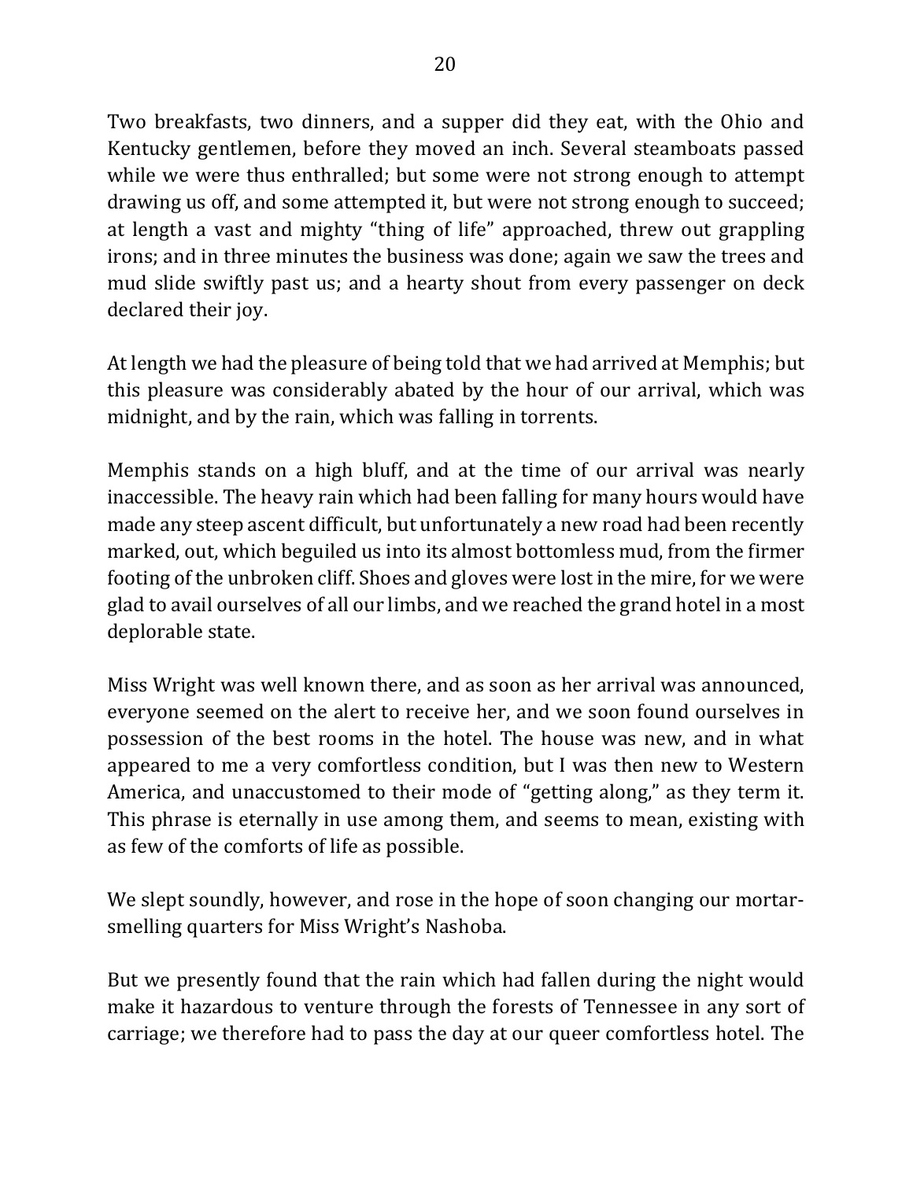Two breakfasts, two dinners, and a supper did they eat, with the Ohio and Kentucky gentlemen, before they moved an inch. Several steamboats passed while we were thus enthralled; but some were not strong enough to attempt drawing us off, and some attempted it, but were not strong enough to succeed; at length a vast and mighty "thing of life" approached, threw out grappling irons; and in three minutes the business was done; again we saw the trees and mud slide swiftly past us; and a hearty shout from every passenger on deck declared their joy.

At length we had the pleasure of being told that we had arrived at Memphis; but this pleasure was considerably abated by the hour of our arrival, which was midnight, and by the rain, which was falling in torrents.

Memphis stands on a high bluff, and at the time of our arrival was nearly inaccessible. The heavy rain which had been falling for many hours would have made any steep ascent difficult, but unfortunately a new road had been recently marked, out, which beguiled us into its almost bottomless mud, from the firmer footing of the unbroken cliff. Shoes and gloves were lost in the mire, for we were glad to avail ourselves of all our limbs, and we reached the grand hotel in a most deplorable state.

Miss Wright was well known there, and as soon as her arrival was announced, everyone seemed on the alert to receive her, and we soon found ourselves in possession of the best rooms in the hotel. The house was new, and in what appeared to me a very comfortless condition, but I was then new to Western America, and unaccustomed to their mode of "getting along," as they term it. This phrase is eternally in use among them, and seems to mean, existing with as few of the comforts of life as possible.

We slept soundly, however, and rose in the hope of soon changing our mortar-smelling quarters for Miss Wright's Nashoba.

But we presently found that the rain which had fallen during the night would make it hazardous to venture through the forests of Tennessee in any sort of carriage; we therefore had to pass the day at our queer comfortless hotel. The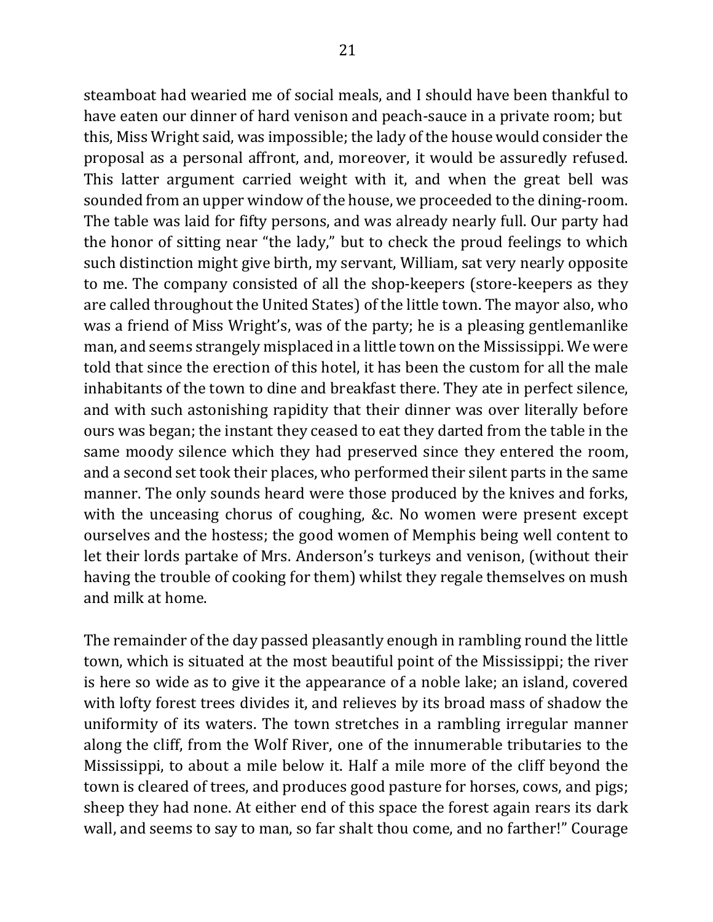steamboat had wearied me of social meals, and I should have been thankful to have eaten our dinner of hard venison and peach-sauce in a private room; but this, Miss Wright said, was impossible; the lady of the house would consider the proposal as a personal affront, and, moreover, it would be assuredly refused. This latter argument carried weight with it, and when the great bell was sounded from an upper window of the house, we proceeded to the dining-room. The table was laid for fifty persons, and was already nearly full. Our party had the honor of sitting near "the lady," but to check the proud feelings to which such distinction might give birth, my servant, William, sat very nearly opposite to me. The company consisted of all the shop-keepers (store-keepers as they are called throughout the United States) of the little town. The mayor also, who was a friend of Miss Wright's, was of the party; he is a pleasing gentlemanlike man, and seems strangely misplaced in a little town on the Mississippi. We were told that since the erection of this hotel, it has been the custom for all the male inhabitants of the town to dine and breakfast there. They ate in perfect silence, and with such astonishing rapidity that their dinner was over literally before ours was began; the instant they ceased to eat they darted from the table in the same moody silence which they had preserved since they entered the room, and a second set took their places, who performed their silent parts in the same manner. The only sounds heard were those produced by the knives and forks, with the unceasing chorus of coughing, &c. No women were present except ourselves and the hostess; the good women of Memphis being well content to let their lords partake of Mrs. Anderson's turkeys and venison, (without their having the trouble of cooking for them) whilst they regale themselves on mush and milk at home.

The remainder of the day passed pleasantly enough in rambling round the little town, which is situated at the most beautiful point of the Mississippi; the river is here so wide as to give it the appearance of a noble lake; an island, covered with lofty forest trees divides it, and relieves by its broad mass of shadow the uniformity of its waters. The town stretches in a rambling irregular manner along the cliff, from the Wolf River, one of the innumerable tributaries to the Mississippi, to about a mile below it. Half a mile more of the cliff beyond the town is cleared of trees, and produces good pasture for horses, cows, and pigs; sheep they had none. At either end of this space the forest again rears its dark wall, and seems to say to man, so far shalt thou come, and no farther!" Courage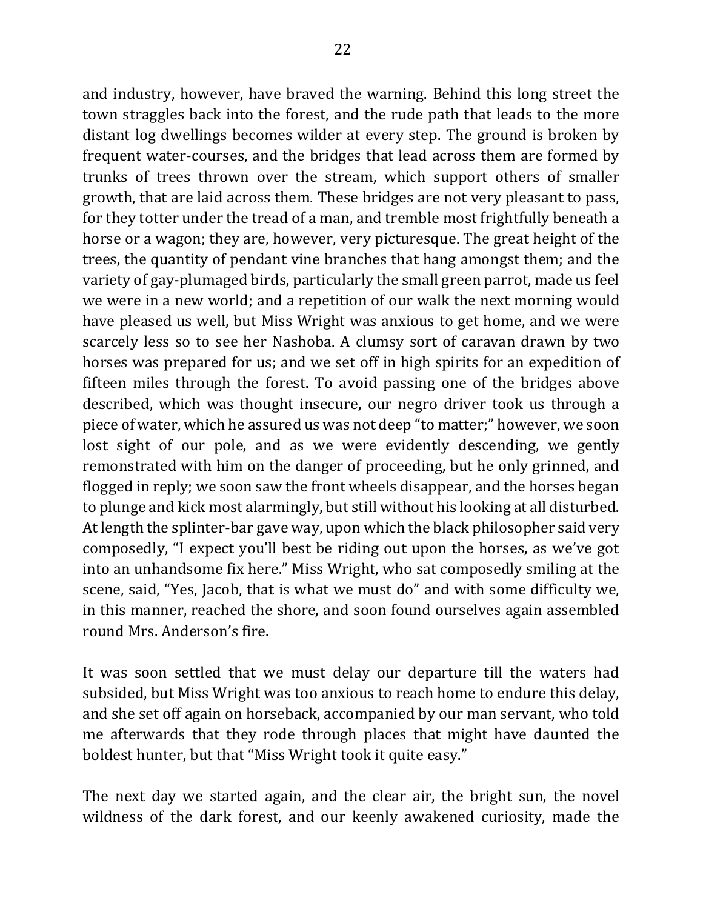and industry, however, have braved the warning. Behind this long street the town straggles back into the forest, and the rude path that leads to the more distant log dwellings becomes wilder at every step. The ground is broken by frequent water-courses, and the bridges that lead across them are formed by trunks of trees thrown over the stream, which support others of smaller growth, that are laid across them. These bridges are not very pleasant to pass, for they totter under the tread of a man, and tremble most frightfully beneath a horse or a wagon; they are, however, very picturesque. The great height of the trees, the quantity of pendant vine branches that hang amongst them; and the variety of gay-plumaged birds, particularly the small green parrot, made us feel we were in a new world; and a repetition of our walk the next morning would have pleased us well, but Miss Wright was anxious to get home, and we were scarcely less so to see her Nashoba. A clumsy sort of caravan drawn by two horses was prepared for us; and we set off in high spirits for an expedition of fifteen miles through the forest. To avoid passing one of the bridges above described, which was thought insecure, our negro driver took us through a piece of water, which he assured us was not deep "to matter;" however, we soon lost sight of our pole, and as we were evidently descending, we gently remonstrated with him on the danger of proceeding, but he only grinned, and flogged in reply; we soon saw the front wheels disappear, and the horses began to plunge and kick most alarmingly, but still without his looking at all disturbed. At length the splinter-bar gave way, upon which the black philosopher said very composedly, "I expect you'll best be riding out upon the horses, as we've got into an unhandsome fix here." Miss Wright, who sat composedly smiling at the scene, said, "Yes, Jacob, that is what we must do" and with some difficulty we, in this manner, reached the shore, and soon found ourselves again assembled round Mrs. Anderson's fire.

It was soon settled that we must delay our departure till the waters had subsided, but Miss Wright was too anxious to reach home to endure this delay, and she set off again on horseback, accompanied by our man servant, who told me afterwards that they rode through places that might have daunted the boldest hunter, but that "Miss Wright took it quite easy."

The next day we started again, and the clear air, the bright sun, the novel wildness of the dark forest, and our keenly awakened curiosity, made the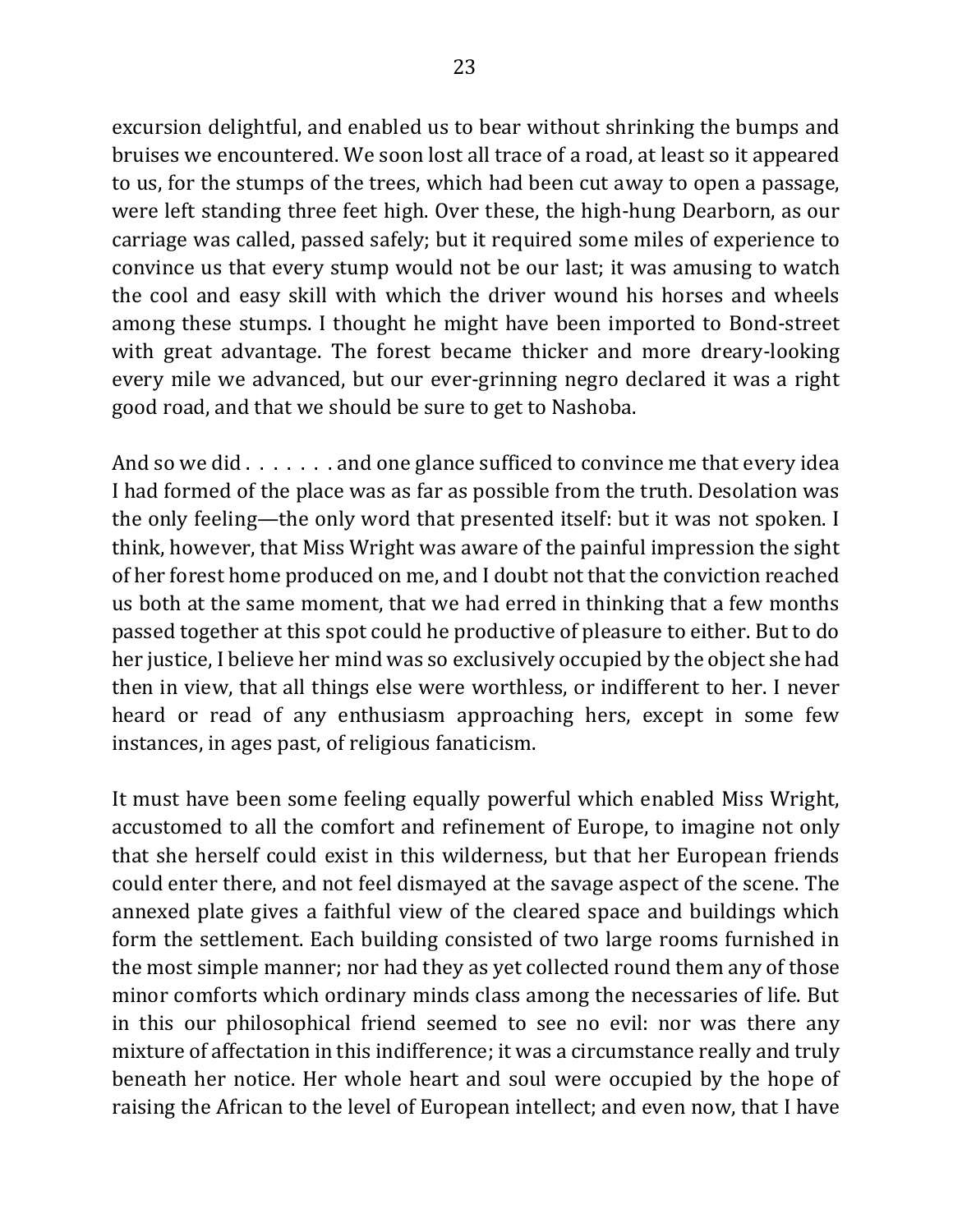excursion delightful, and enabled us to bear without shrinking the bumps and bruises we encountered. We soon lost all trace of a road, at least so it appeared to us, for the stumps of the trees, which had been cut away to open a passage, were left standing three feet high. Over these, the high-hung Dearborn, as our carriage was called, passed safely; but it required some miles of experience to convince us that every stump would not be our last; it was amusing to watch the cool and easy skill with which the driver wound his horses and wheels among these stumps. I thought he might have been imported to Bond-street with great advantage. The forest became thicker and more dreary-looking every mile we advanced, but our ever-grinning negro declared it was a right good road, and that we should be sure to get to Nashoba.

And so we did . . . . . . . and one glance sufficed to convince me that every idea I had formed of the place was as far as possible from the truth. Desolation was the only feeling—the only word that presented itself: but it was not spoken. I think, however, that Miss Wright was aware of the painful impression the sight of her forest home produced on me, and I doubt not that the conviction reached us both at the same moment, that we had erred in thinking that a few months passed together at this spot could he productive of pleasure to either. But to do her justice, I believe her mind was so exclusively occupied by the object she had then in view, that all things else were worthless, or indifferent to her. I never heard or read of any enthusiasm approaching hers, except in some few instances, in ages past, of religious fanaticism.

It must have been some feeling equally powerful which enabled Miss Wright, accustomed to all the comfort and refinement of Europe, to imagine not only that she herself could exist in this wilderness, but that her European friends could enter there, and not feel dismayed at the savage aspect of the scene. The annexed plate gives a faithful view of the cleared space and buildings which form the settlement. Each building consisted of two large rooms furnished in the most simple manner; nor had they as yet collected round them any of those minor comforts which ordinary minds class among the necessaries of life. But in this our philosophical friend seemed to see no evil: nor was there any mixture of affectation in this indifference; it was a circumstance really and truly beneath her notice. Her whole heart and soul were occupied by the hope of raising the African to the level of European intellect; and even now, that I have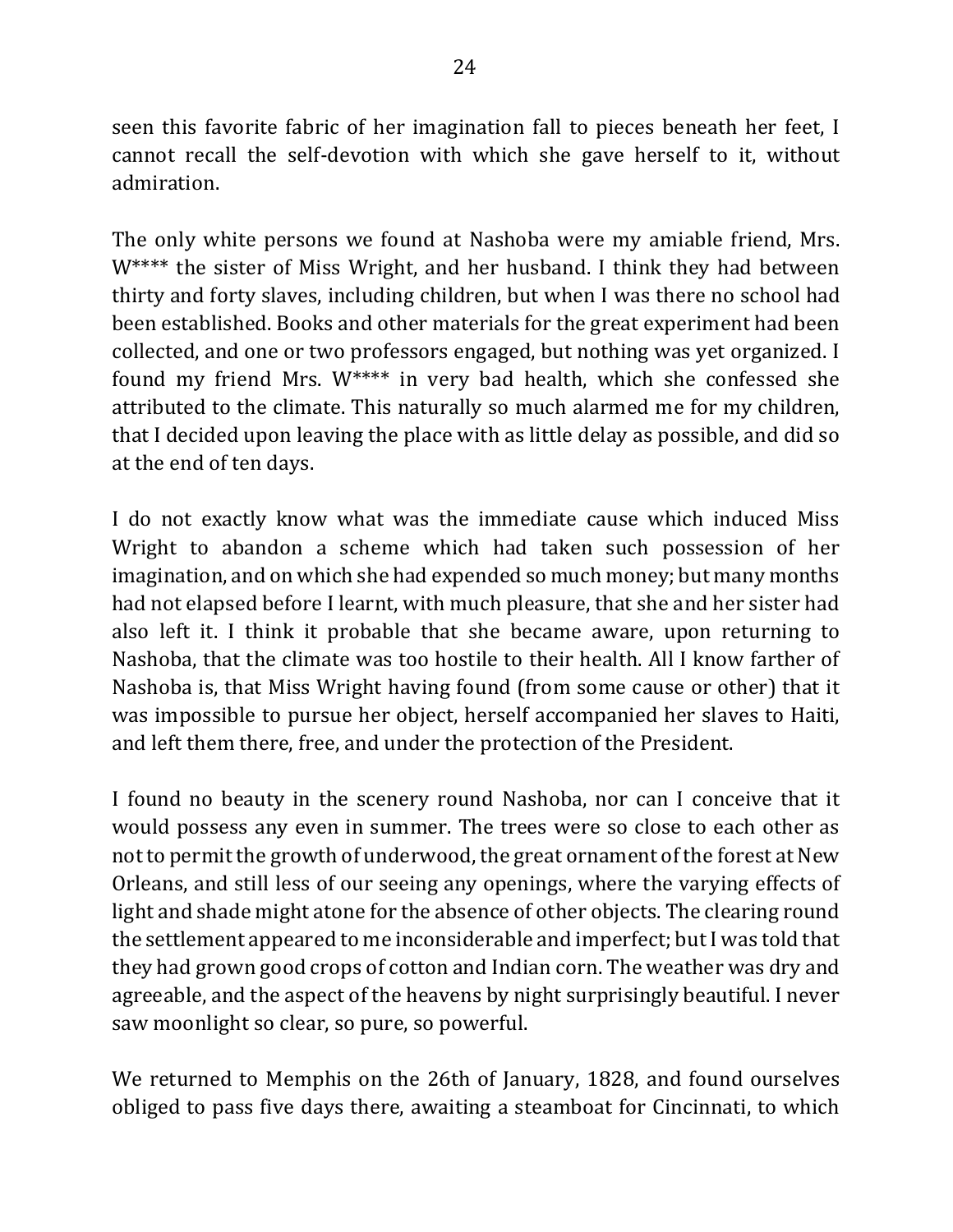seen this favorite fabric of her imagination fall to pieces beneath her feet, I cannot recall the self-devotion with which she gave herself to it, without admiration.

The only white persons we found at Nashoba were my amiable friend, Mrs. W**** the sister of Miss Wright, and her husband. I think they had between thirty and forty slaves, including children, but when I was there no school had been established. Books and other materials for the great experiment had been collected, and one or two professors engaged, but nothing was yet organized. I found my friend Mrs. W**** in very bad health, which she confessed she attributed to the climate. This naturally so much alarmed me for my children, that I decided upon leaving the place with as little delay as possible, and did so at the end of ten days.

I do not exactly know what was the immediate cause which induced Miss Wright to abandon a scheme which had taken such possession of her imagination, and on which she had expended so much money; but many months had not elapsed before I learnt, with much pleasure, that she and her sister had also left it. I think it probable that she became aware, upon returning to Nashoba, that the climate was too hostile to their health. All I know farther of Nashoba is, that Miss Wright having found (from some cause or other) that it was impossible to pursue her object, herself accompanied her slaves to Haiti, and left them there, free, and under the protection of the President.

I found no beauty in the scenery round Nashoba, nor can I conceive that it would possess any even in summer. The trees were so close to each other as not to permit the growth of underwood, the great ornament of the forest at New Orleans, and still less of our seeing any openings, where the varying effects of light and shade might atone for the absence of other objects. The clearing round the settlement appeared to me inconsiderable and imperfect; but I was told that they had grown good crops of cotton and Indian corn. The weather was dry and agreeable, and the aspect of the heavens by night surprisingly beautiful. I never saw moonlight so clear, so pure, so powerful.

We returned to Memphis on the 26th of January, 1828, and found ourselves obliged to pass five days there, awaiting a steamboat for Cincinnati, to which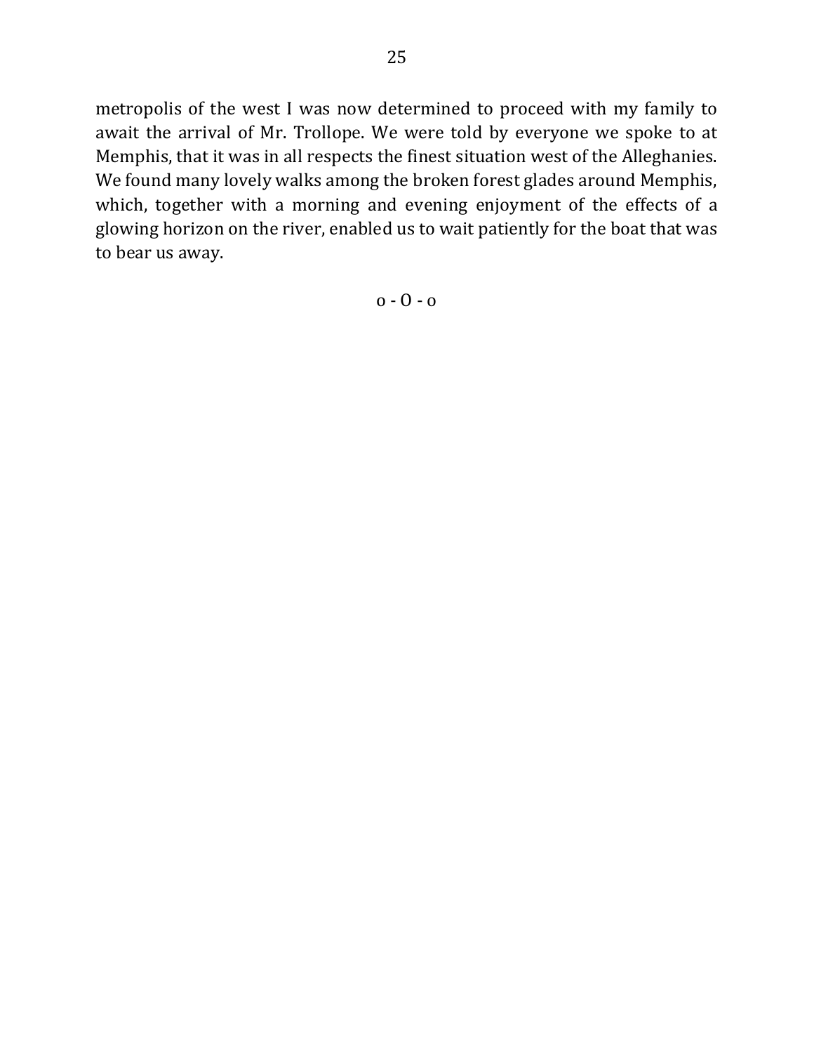metropolis of the west I was now determined to proceed with my family to await the arrival of Mr. Trollope. We were told by everyone we spoke to at Memphis, that it was in all respects the finest situation west of the Alleghanies. We found many lovely walks among the broken forest glades around Memphis, which, together with a morning and evening enjoyment of the effects of a glowing horizon on the river, enabled us to wait patiently for the boat that was to bear us away.

o - O - o